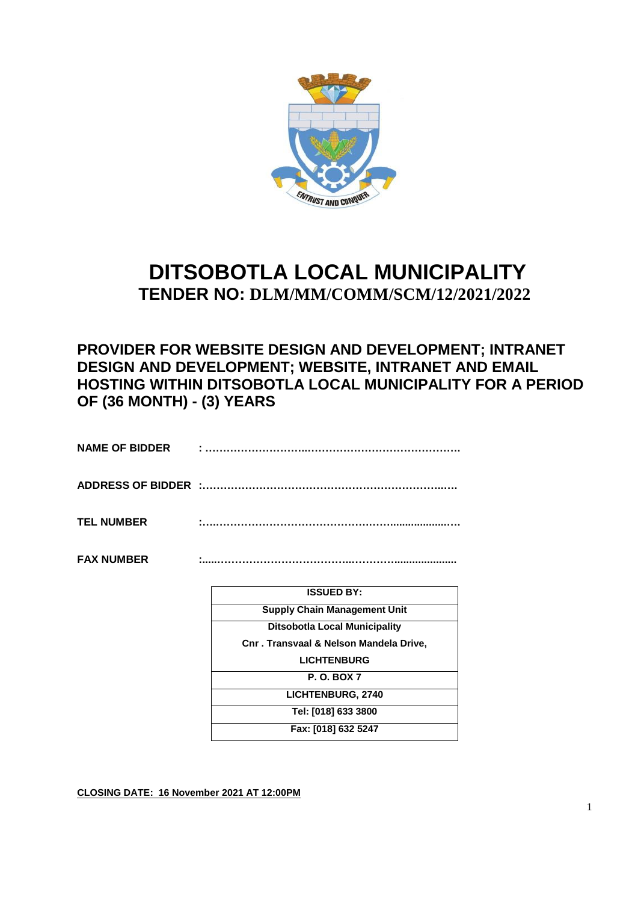# DITSOBOTLA LOCAL MUNICIPALITY

## TENDER NO: DLM/MM/COMM/SCM/12/2021/2022

## PROVIDER FOR WEBSITE DESIGN AND DEVELOPMENT; INTRANET DESIGN AND DEVELOPMENT; WEBSITE, INTRANET AND EMAIL HOSTING WITHIN DITSOBOTLA LOCAL MUNICIPALITY FOR A PERIOD OF (36 MONTH) - (3) YEARS

**NAME OF BIDDER** : ……………………..…………………………………….

**ADDRESS OF BIDDER** :……………………………………………………..….

**TEL NUMBER** :…………………………………………….....................….

**FAX NUMBER** :.....…………………………….…………....................

| ISSUED BY: |
|---|
| Supply Chain Management Unit |
| Ditsobotla Local Municipality<br>Cnr . Transvaal & Nelson Mandela Drive,<br>LICHTENBURG |
| P. O. BOX 7 |
| LICHTENBURG, 2740 |
| Tel: [018] 633 3800 |
| Fax: [018] 632 5247 |

**CLOSING DATE: 16 November 2021 AT 12:00PM**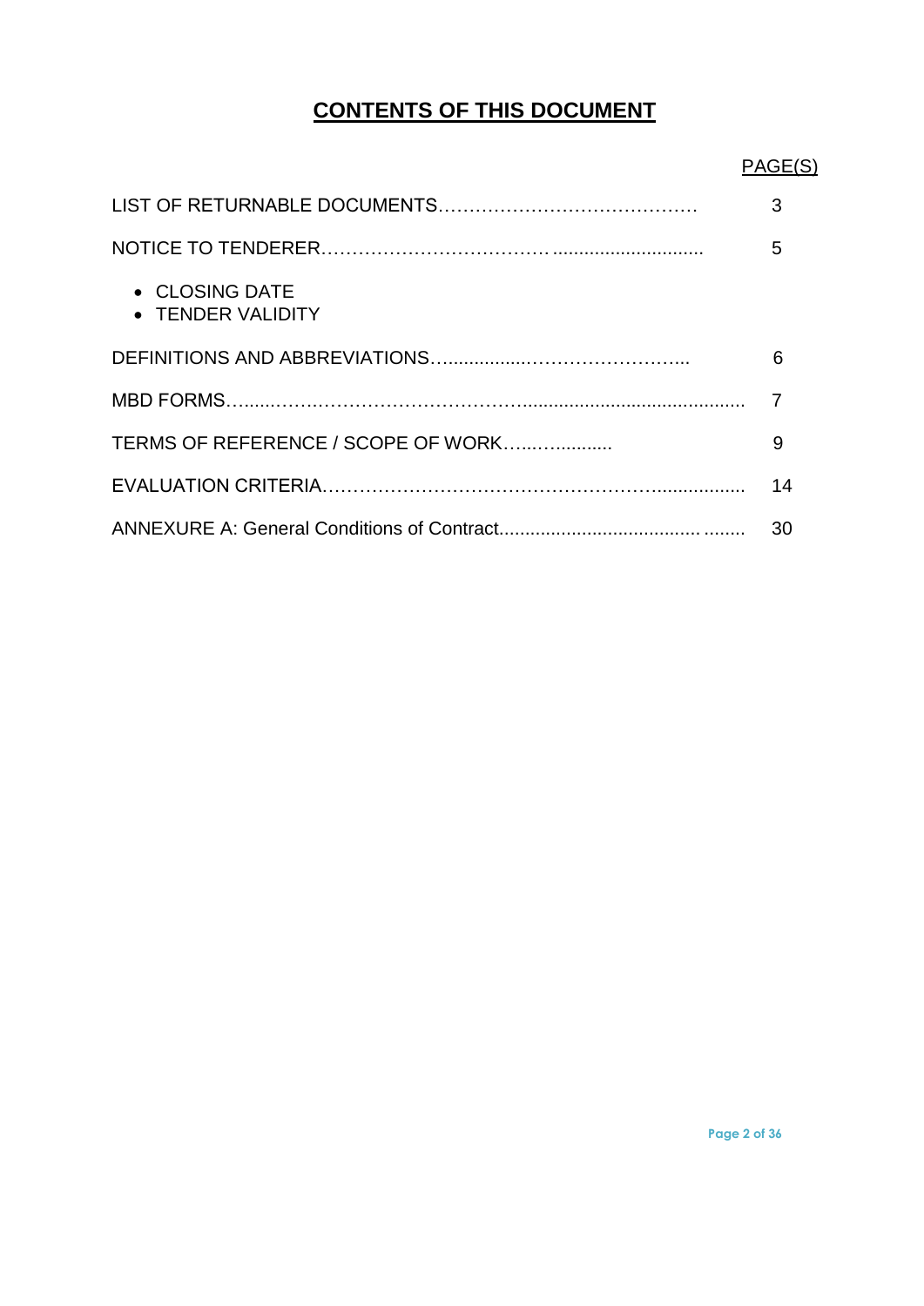# CONTENTS OF THIS DOCUMENT

| | PAGE(S) |
|---|---|
| LIST OF RETURNABLE DOCUMENTS…………………………………… | 3 |
| NOTICE TO TENDERER……………………………… ............................ | 5 |
| • CLOSING DATE<br>• TENDER VALIDITY | |
| DEFINITIONS AND ABBREVIATIONS…...............…………………….. | 6 |
| MBD FORMS….......…….………………………….......................................... | 7 |
| TERMS OF REFERENCE / SCOPE OF WORK…...…......... | 9 |
| EVALUATION CRITERIA………………………………………………................. | 14 |
| ANNEXURE A: General Conditions of Contract...................................... ........ | 30 |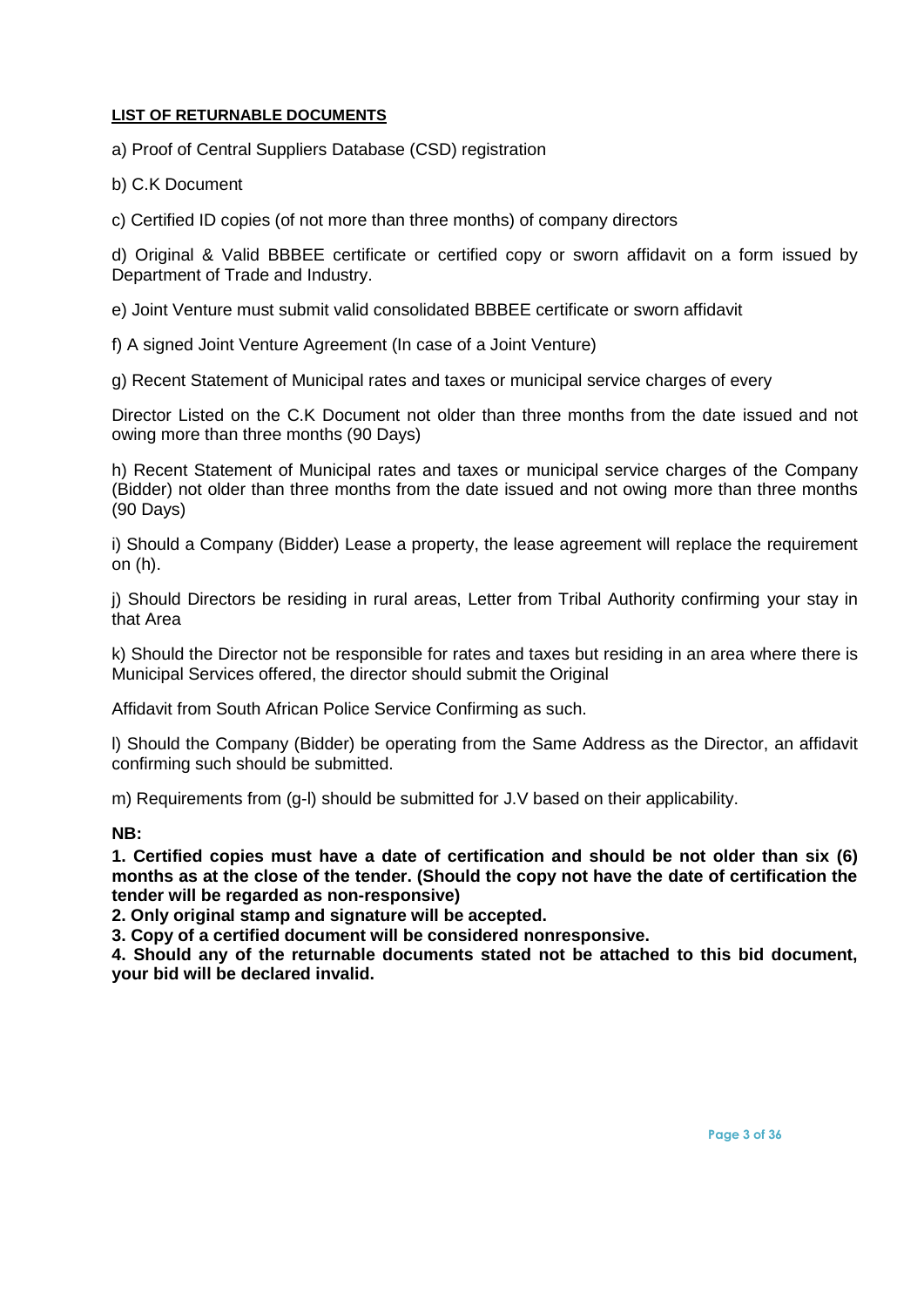**<u>LIST OF RETURNABLE DOCUMENTS</u>**

a) Proof of Central Suppliers Database (CSD) registration

b) C.K Document

c) Certified ID copies (of not more than three months) of company directors

d) Original & Valid BBBEE certificate or certified copy or sworn affidavit on a form issued by Department of Trade and Industry.

e) Joint Venture must submit valid consolidated BBBEE certificate or sworn affidavit

f) A signed Joint Venture Agreement (In case of a Joint Venture)

g) Recent Statement of Municipal rates and taxes or municipal service charges of every

Director Listed on the C.K Document not older than three months from the date issued and not owing more than three months (90 Days)

h) Recent Statement of Municipal rates and taxes or municipal service charges of the Company (Bidder) not older than three months from the date issued and not owing more than three months (90 Days)

i) Should a Company (Bidder) Lease a property, the lease agreement will replace the requirement on (h).

j) Should Directors be residing in rural areas, Letter from Tribal Authority confirming your stay in that Area

k) Should the Director not be responsible for rates and taxes but residing in an area where there is Municipal Services offered, the director should submit the Original

Affidavit from South African Police Service Confirming as such.

l) Should the Company (Bidder) be operating from the Same Address as the Director, an affidavit confirming such should be submitted.

m) Requirements from (g-l) should be submitted for J.V based on their applicability.

**NB:**

**1. Certified copies must have a date of certification and should be not older than six (6) months as at the close of the tender. (Should the copy not have the date of certification the tender will be regarded as non-responsive)**

**2. Only original stamp and signature will be accepted.**

**3. Copy of a certified document will be considered nonresponsive.**

**4. Should any of the returnable documents stated not be attached to this bid document, your bid will be declared invalid.**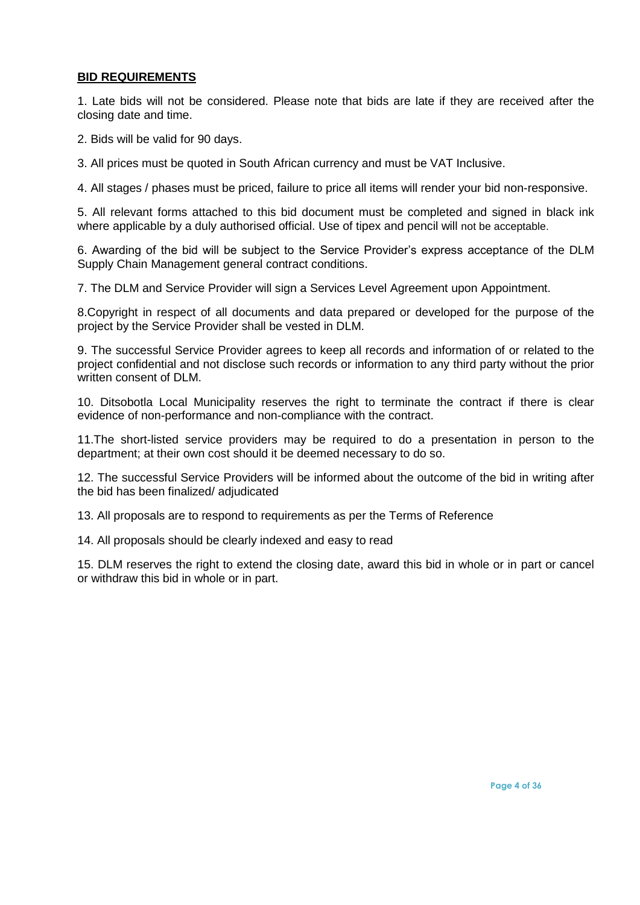**BID REQUIREMENTS**

1. Late bids will not be considered. Please note that bids are late if they are received after the closing date and time.

2. Bids will be valid for 90 days.

3. All prices must be quoted in South African currency and must be VAT Inclusive.

4. All stages / phases must be priced, failure to price all items will render your bid non-responsive.

5. All relevant forms attached to this bid document must be completed and signed in black ink where applicable by a duly authorised official. Use of tipex and pencil will not be acceptable.

6. Awarding of the bid will be subject to the Service Provider's express acceptance of the DLM Supply Chain Management general contract conditions.

7. The DLM and Service Provider will sign a Services Level Agreement upon Appointment.

8.Copyright in respect of all documents and data prepared or developed for the purpose of the project by the Service Provider shall be vested in DLM.

9. The successful Service Provider agrees to keep all records and information of or related to the project confidential and not disclose such records or information to any third party without the prior written consent of DLM.

10. Ditsobotla Local Municipality reserves the right to terminate the contract if there is clear evidence of non-performance and non-compliance with the contract.

11.The short-listed service providers may be required to do a presentation in person to the department; at their own cost should it be deemed necessary to do so.

12. The successful Service Providers will be informed about the outcome of the bid in writing after the bid has been finalized/ adjudicated

13. All proposals are to respond to requirements as per the Terms of Reference

14. All proposals should be clearly indexed and easy to read

15. DLM reserves the right to extend the closing date, award this bid in whole or in part or cancel or withdraw this bid in whole or in part.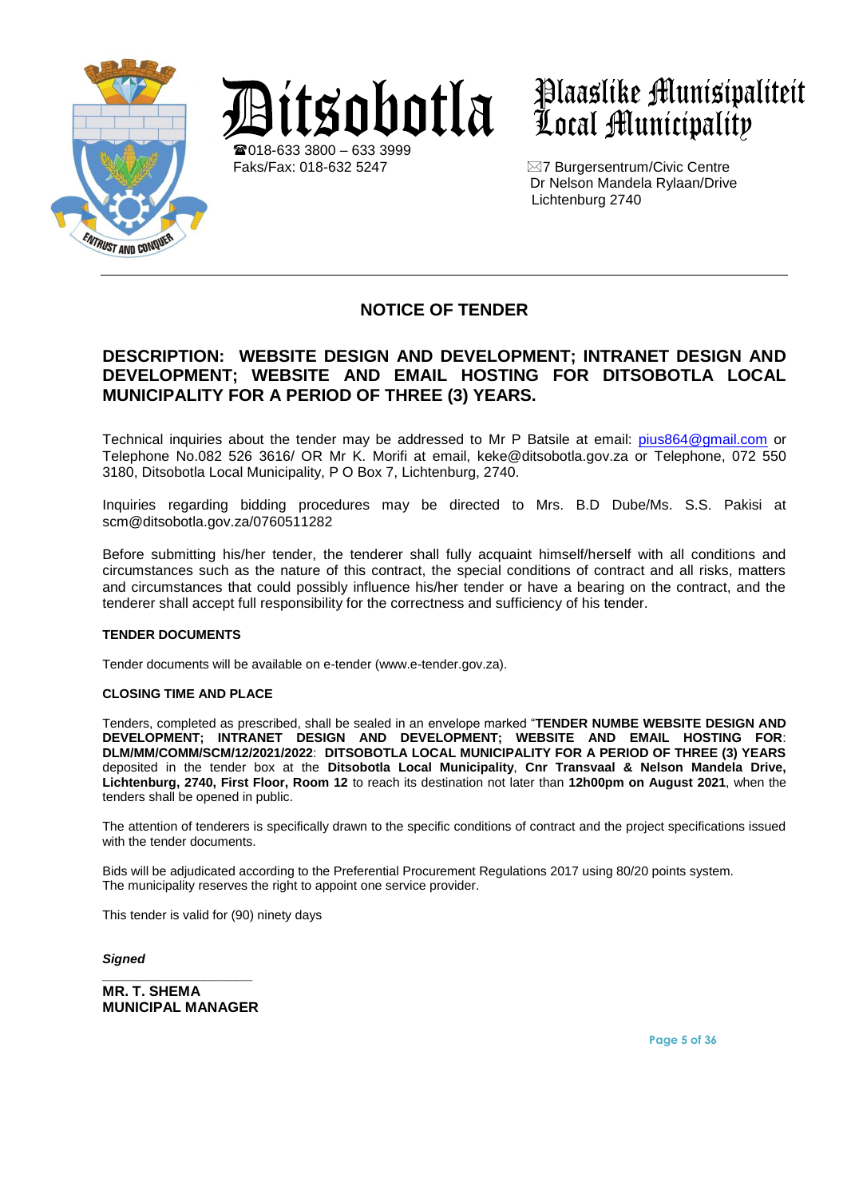# Ditsobotla

# Plaaslike Munisipaliteit Local Municipality

☎018-633 3800 – 633 3999
Faks/Fax: 018-632 5247

✉7 Burgersentrum/Civic Centre
Dr Nelson Mandela Rylaan/Drive
Lichtenburg 2740

---

## NOTICE OF TENDER

## DESCRIPTION: WEBSITE DESIGN AND DEVELOPMENT; INTRANET DESIGN AND DEVELOPMENT; WEBSITE AND EMAIL HOSTING FOR DITSOBOTLA LOCAL MUNICIPALITY FOR A PERIOD OF THREE (3) YEARS.

Technical inquiries about the tender may be addressed to Mr P Batsile at email: pius864@gmail.com or Telephone No.082 526 3616/ OR Mr K. Morifi at email, keke@ditsobotla.gov.za or Telephone, 072 550 3180, Ditsobotla Local Municipality, P O Box 7, Lichtenburg, 2740.

Inquiries regarding bidding procedures may be directed to Mrs. B.D Dube/Ms. S.S. Pakisi at scm@ditsobotla.gov.za/0760511282

Before submitting his/her tender, the tenderer shall fully acquaint himself/herself with all conditions and circumstances such as the nature of this contract, the special conditions of contract and all risks, matters and circumstances that could possibly influence his/her tender or have a bearing on the contract, and the tenderer shall accept full responsibility for the correctness and sufficiency of his tender.

**TENDER DOCUMENTS**

Tender documents will be available on e-tender (www.e-tender.gov.za).

**CLOSING TIME AND PLACE**

Tenders, completed as prescribed, shall be sealed in an envelope marked "**TENDER NUMBE WEBSITE DESIGN AND DEVELOPMENT; INTRANET DESIGN AND DEVELOPMENT; WEBSITE AND EMAIL HOSTING FOR**: **DLM/MM/COMM/SCM/12/2021/2022**: **DITSOBOTLA LOCAL MUNICIPALITY FOR A PERIOD OF THREE (3) YEARS** deposited in the tender box at the **Ditsobotla Local Municipality**, **Cnr Transvaal & Nelson Mandela Drive, Lichtenburg, 2740, First Floor, Room 12** to reach its destination not later than **12h00pm on August 2021**, when the tenders shall be opened in public.

The attention of tenderers is specifically drawn to the specific conditions of contract and the project specifications issued with the tender documents.

Bids will be adjudicated according to the Preferential Procurement Regulations 2017 using 80/20 points system.
The municipality reserves the right to appoint one service provider.

This tender is valid for (90) ninety days

***Signed***

**MR. T. SHEMA**
**MUNICIPAL MANAGER**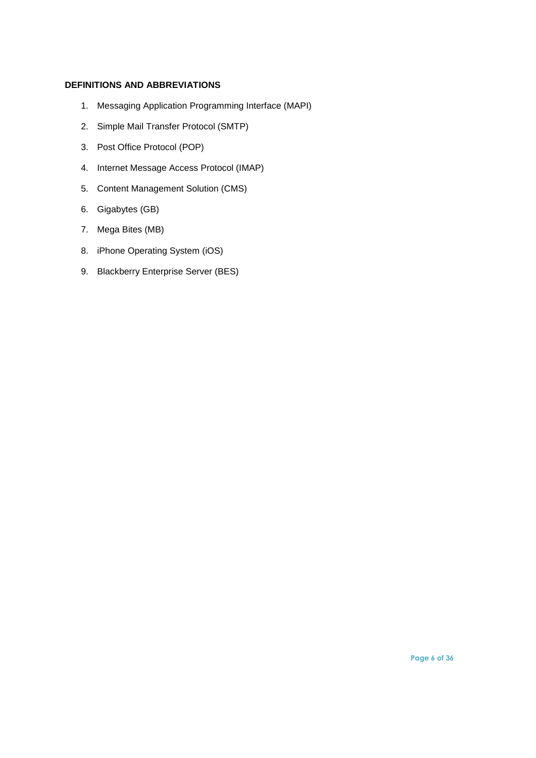**DEFINITIONS AND ABBREVIATIONS**

1. Messaging Application Programming Interface (MAPI)
2. Simple Mail Transfer Protocol (SMTP)
3. Post Office Protocol (POP)
4. Internet Message Access Protocol (IMAP)
5. Content Management Solution (CMS)
6. Gigabytes (GB)
7. Mega Bites (MB)
8. iPhone Operating System (iOS)
9. Blackberry Enterprise Server (BES)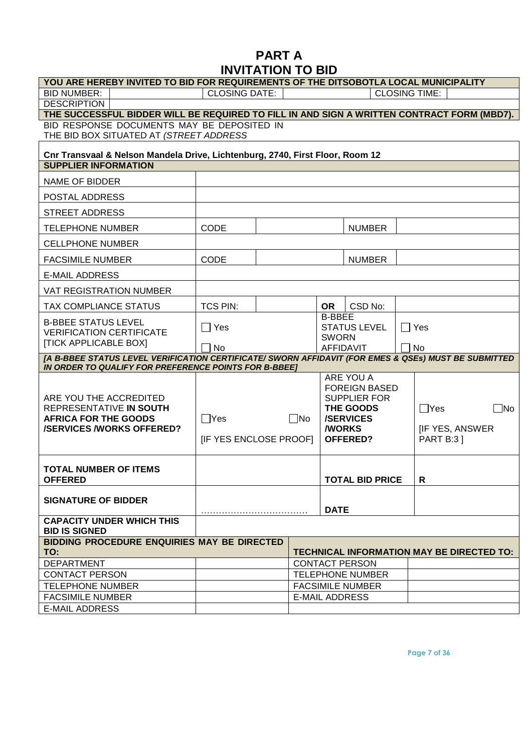# PART A
# INVITATION TO BID

| YOU ARE HEREBY INVITED TO BID FOR REQUIREMENTS OF THE DITSOBOTLA LOCAL MUNICIPALITY | | | | | |
|---|---|---|---|---|---|
| BID NUMBER: | | CLOSING DATE: | | CLOSING TIME: | |
| DESCRIPTION | | | | | |

**THE SUCCESSFUL BIDDER WILL BE REQUIRED TO FILL IN AND SIGN A WRITTEN CONTRACT FORM (MBD7).**

BID RESPONSE DOCUMENTS MAY BE DEPOSITED IN THE BID BOX SITUATED AT *(STREET ADDRESS*

**Cnr Transvaal & Nelson Mandela Drive, Lichtenburg, 2740, First Floor, Room 12**

| SUPPLIER INFORMATION | | | | | |
|---|---|---|---|---|---|
| NAME OF BIDDER | | | | | |
| POSTAL ADDRESS | | | | | |
| STREET ADDRESS | | | | | |
| TELEPHONE NUMBER | CODE | | NUMBER | | |
| CELLPHONE NUMBER | | | | | |
| FACSIMILE NUMBER | CODE | | NUMBER | | |
| E-MAIL ADDRESS | | | | | |
| VAT REGISTRATION NUMBER | | | | | |
| TAX COMPLIANCE STATUS | TCS PIN: | | **OR** | CSD No: | |
| B-BBEE STATUS LEVEL VERIFICATION CERTIFICATE [TICK APPLICABLE BOX] | ☐ Yes ☐ No | | B-BBEE STATUS LEVEL SWORN AFFIDAVIT | | ☐ Yes ☐ No |

***[A B-BBEE STATUS LEVEL VERIFICATION CERTIFICATE/ SWORN AFFIDAVIT (FOR EMES & QSEs) MUST BE SUBMITTED IN ORDER TO QUALIFY FOR PREFERENCE POINTS FOR B-BBEE]***

| | | | |
|---|---|---|---|
| ARE YOU THE ACCREDITED REPRESENTATIVE **IN SOUTH AFRICA FOR THE GOODS /SERVICES /WORKS OFFERED?** | ☐Yes ☐No [IF YES ENCLOSE PROOF] | ARE YOU A FOREIGN BASED SUPPLIER FOR **THE GOODS /SERVICES /WORKS OFFERED?** | ☐Yes ☐No [IF YES, ANSWER PART B:3 ] |
| **TOTAL NUMBER OF ITEMS OFFERED** | | **TOTAL BID PRICE** | **R** |
| **SIGNATURE OF BIDDER** | ……………………………… | **DATE** | |
| **CAPACITY UNDER WHICH THIS BID IS SIGNED** | | | |

| BIDDING PROCEDURE ENQUIRIES MAY BE DIRECTED TO: | | TECHNICAL INFORMATION MAY BE DIRECTED TO: | |
|---|---|---|---|
| DEPARTMENT | | CONTACT PERSON | |
| CONTACT PERSON | | TELEPHONE NUMBER | |
| TELEPHONE NUMBER | | FACSIMILE NUMBER | |
| FACSIMILE NUMBER | | E-MAIL ADDRESS | |
| E-MAIL ADDRESS | | | |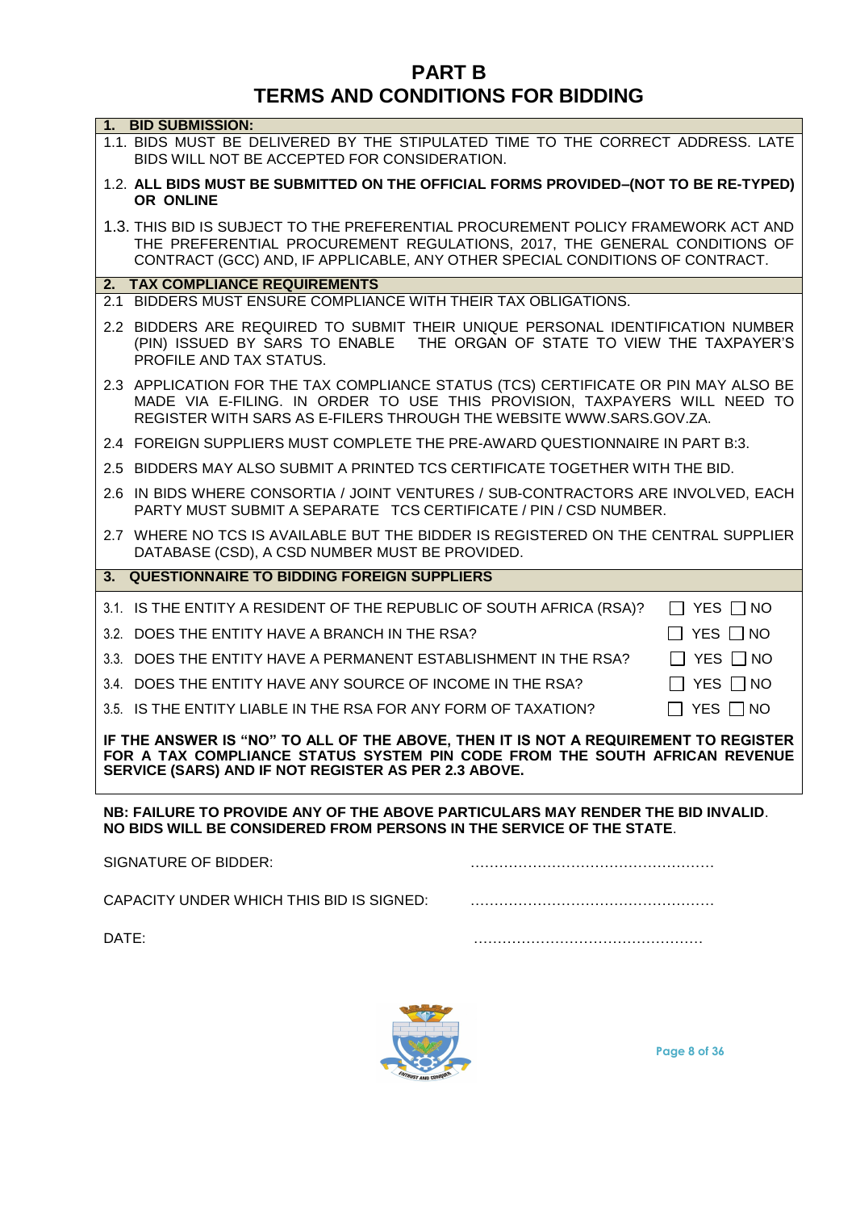# PART B
# TERMS AND CONDITIONS FOR BIDDING

**1. BID SUBMISSION:**

1.1. BIDS MUST BE DELIVERED BY THE STIPULATED TIME TO THE CORRECT ADDRESS. LATE BIDS WILL NOT BE ACCEPTED FOR CONSIDERATION.

1.2. **ALL BIDS MUST BE SUBMITTED ON THE OFFICIAL FORMS PROVIDED–(NOT TO BE RE-TYPED) OR ONLINE**

1.3. THIS BID IS SUBJECT TO THE PREFERENTIAL PROCUREMENT POLICY FRAMEWORK ACT AND THE PREFERENTIAL PROCUREMENT REGULATIONS, 2017, THE GENERAL CONDITIONS OF CONTRACT (GCC) AND, IF APPLICABLE, ANY OTHER SPECIAL CONDITIONS OF CONTRACT.

**2. TAX COMPLIANCE REQUIREMENTS**

2.1 BIDDERS MUST ENSURE COMPLIANCE WITH THEIR TAX OBLIGATIONS.

2.2 BIDDERS ARE REQUIRED TO SUBMIT THEIR UNIQUE PERSONAL IDENTIFICATION NUMBER (PIN) ISSUED BY SARS TO ENABLE THE ORGAN OF STATE TO VIEW THE TAXPAYER'S PROFILE AND TAX STATUS.

2.3 APPLICATION FOR THE TAX COMPLIANCE STATUS (TCS) CERTIFICATE OR PIN MAY ALSO BE MADE VIA E-FILING. IN ORDER TO USE THIS PROVISION, TAXPAYERS WILL NEED TO REGISTER WITH SARS AS E-FILERS THROUGH THE WEBSITE WWW.SARS.GOV.ZA.

2.4 FOREIGN SUPPLIERS MUST COMPLETE THE PRE-AWARD QUESTIONNAIRE IN PART B:3.

2.5 BIDDERS MAY ALSO SUBMIT A PRINTED TCS CERTIFICATE TOGETHER WITH THE BID.

2.6 IN BIDS WHERE CONSORTIA / JOINT VENTURES / SUB-CONTRACTORS ARE INVOLVED, EACH PARTY MUST SUBMIT A SEPARATE TCS CERTIFICATE / PIN / CSD NUMBER.

2.7 WHERE NO TCS IS AVAILABLE BUT THE BIDDER IS REGISTERED ON THE CENTRAL SUPPLIER DATABASE (CSD), A CSD NUMBER MUST BE PROVIDED.

**3. QUESTIONNAIRE TO BIDDING FOREIGN SUPPLIERS**

3.1. IS THE ENTITY A RESIDENT OF THE REPUBLIC OF SOUTH AFRICA (RSA)? ☐ YES ☐ NO

3.2. DOES THE ENTITY HAVE A BRANCH IN THE RSA? ☐ YES ☐ NO

3.3. DOES THE ENTITY HAVE A PERMANENT ESTABLISHMENT IN THE RSA? ☐ YES ☐ NO

3.4. DOES THE ENTITY HAVE ANY SOURCE OF INCOME IN THE RSA? ☐ YES ☐ NO

3.5. IS THE ENTITY LIABLE IN THE RSA FOR ANY FORM OF TAXATION? ☐ YES ☐ NO

**IF THE ANSWER IS "NO" TO ALL OF THE ABOVE, THEN IT IS NOT A REQUIREMENT TO REGISTER FOR A TAX COMPLIANCE STATUS SYSTEM PIN CODE FROM THE SOUTH AFRICAN REVENUE SERVICE (SARS) AND IF NOT REGISTER AS PER 2.3 ABOVE.**

**NB: FAILURE TO PROVIDE ANY OF THE ABOVE PARTICULARS MAY RENDER THE BID INVALID.**
**NO BIDS WILL BE CONSIDERED FROM PERSONS IN THE SERVICE OF THE STATE.**

SIGNATURE OF BIDDER: ……………………………………………

CAPACITY UNDER WHICH THIS BID IS SIGNED: ……………………………………………

DATE: ……………………………………………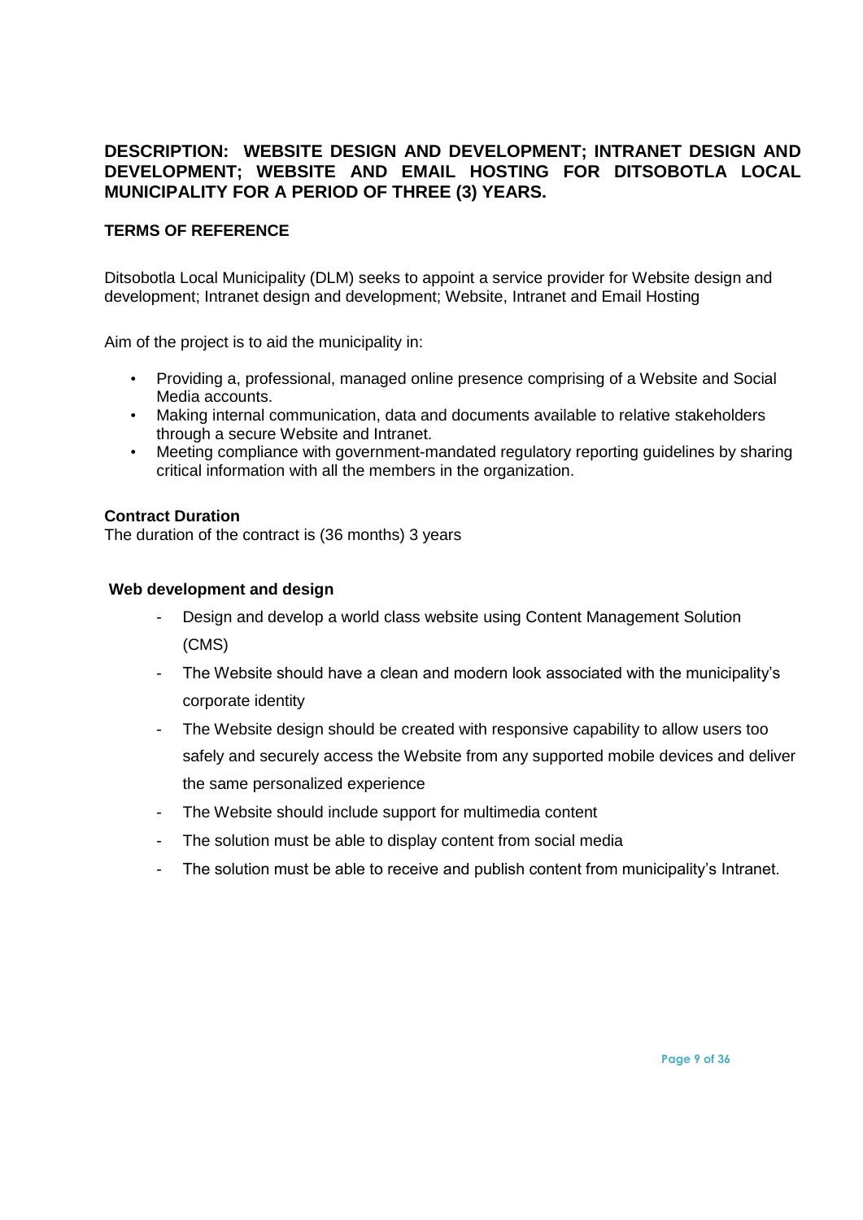## DESCRIPTION: WEBSITE DESIGN AND DEVELOPMENT; INTRANET DESIGN AND DEVELOPMENT; WEBSITE AND EMAIL HOSTING FOR DITSOBOTLA LOCAL MUNICIPALITY FOR A PERIOD OF THREE (3) YEARS.

### TERMS OF REFERENCE

Ditsobotla Local Municipality (DLM) seeks to appoint a service provider for Website design and development; Intranet design and development; Website, Intranet and Email Hosting

Aim of the project is to aid the municipality in:

- Providing a, professional, managed online presence comprising of a Website and Social Media accounts.
- Making internal communication, data and documents available to relative stakeholders through a secure Website and Intranet.
- Meeting compliance with government-mandated regulatory reporting guidelines by sharing critical information with all the members in the organization.

**Contract Duration**

The duration of the contract is (36 months) 3 years

**Web development and design**

- Design and develop a world class website using Content Management Solution (CMS)
- The Website should have a clean and modern look associated with the municipality's corporate identity
- The Website design should be created with responsive capability to allow users too safely and securely access the Website from any supported mobile devices and deliver the same personalized experience
- The Website should include support for multimedia content
- The solution must be able to display content from social media
- The solution must be able to receive and publish content from municipality's Intranet.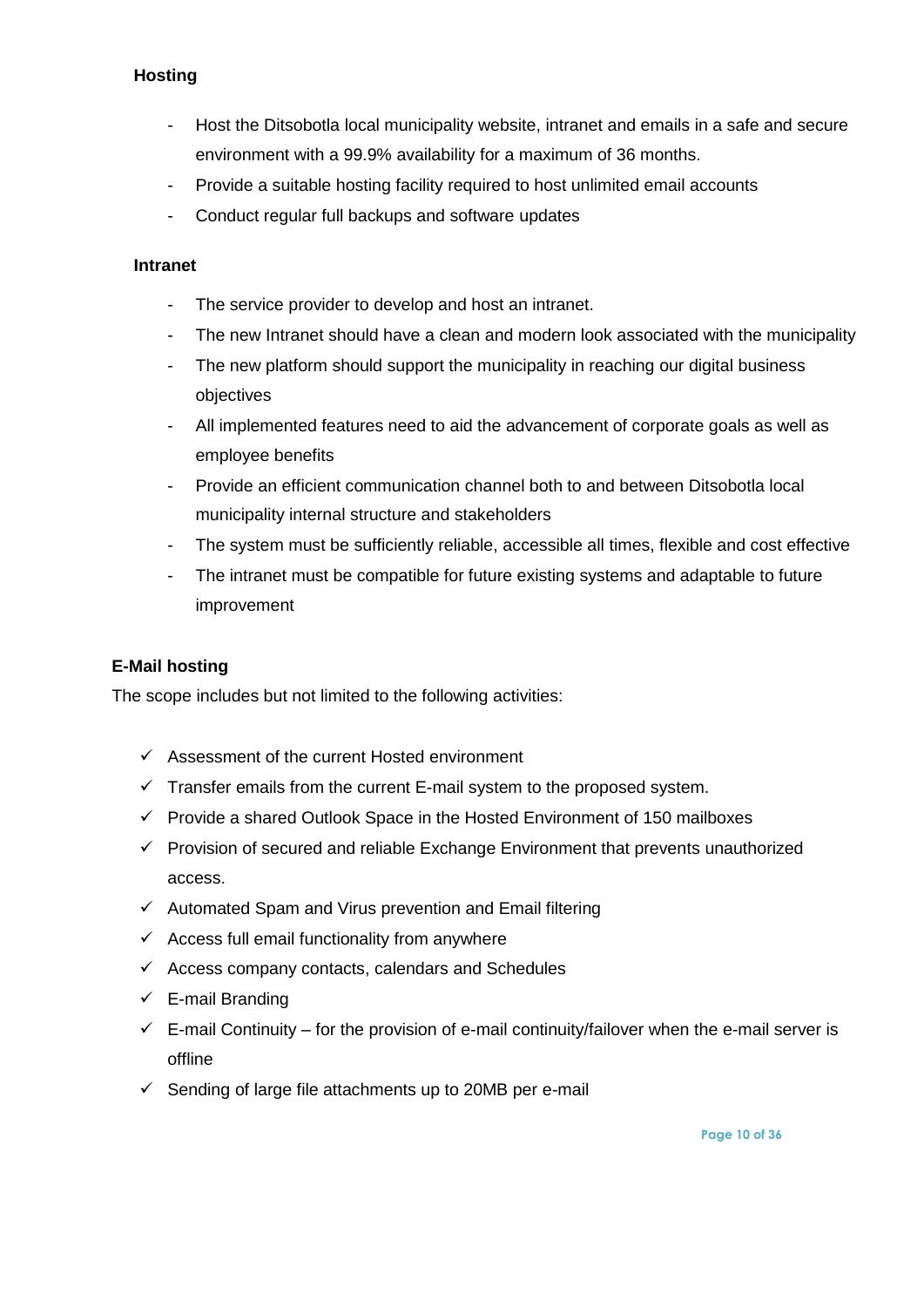**Hosting**

- Host the Ditsobotla local municipality website, intranet and emails in a safe and secure environment with a 99.9% availability for a maximum of 36 months.
- Provide a suitable hosting facility required to host unlimited email accounts
- Conduct regular full backups and software updates

**Intranet**

- The service provider to develop and host an intranet.
- The new Intranet should have a clean and modern look associated with the municipality
- The new platform should support the municipality in reaching our digital business objectives
- All implemented features need to aid the advancement of corporate goals as well as employee benefits
- Provide an efficient communication channel both to and between Ditsobotla local municipality internal structure and stakeholders
- The system must be sufficiently reliable, accessible all times, flexible and cost effective
- The intranet must be compatible for future existing systems and adaptable to future improvement

**E-Mail hosting**

The scope includes but not limited to the following activities:

- ✓ Assessment of the current Hosted environment
- ✓ Transfer emails from the current E-mail system to the proposed system.
- ✓ Provide a shared Outlook Space in the Hosted Environment of 150 mailboxes
- ✓ Provision of secured and reliable Exchange Environment that prevents unauthorized access.
- ✓ Automated Spam and Virus prevention and Email filtering
- ✓ Access full email functionality from anywhere
- ✓ Access company contacts, calendars and Schedules
- ✓ E-mail Branding
- ✓ E-mail Continuity – for the provision of e-mail continuity/failover when the e-mail server is offline
- ✓ Sending of large file attachments up to 20MB per e-mail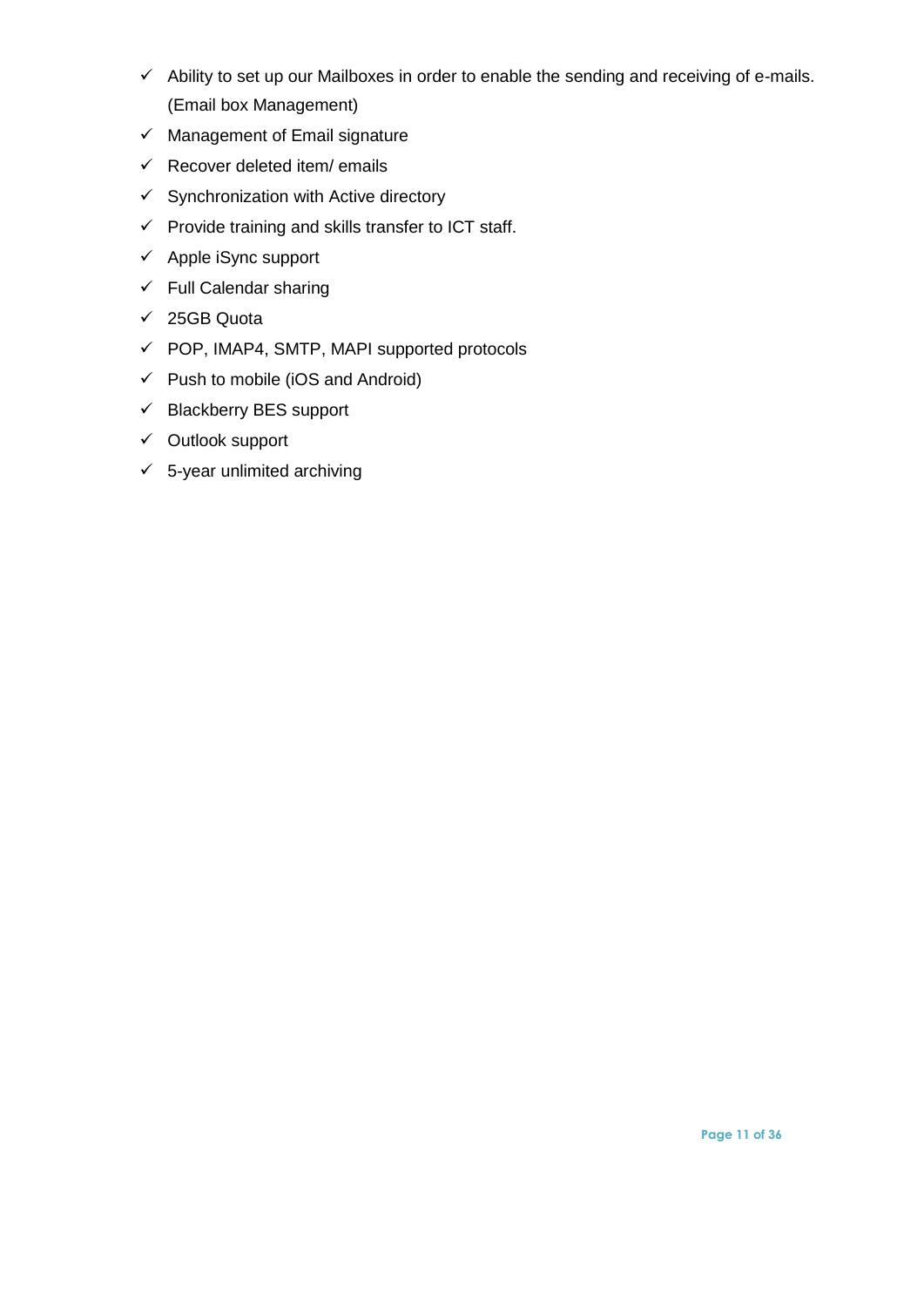- ✓ Ability to set up our Mailboxes in order to enable the sending and receiving of e-mails. (Email box Management)
- ✓ Management of Email signature
- ✓ Recover deleted item/ emails
- ✓ Synchronization with Active directory
- ✓ Provide training and skills transfer to ICT staff.
- ✓ Apple iSync support
- ✓ Full Calendar sharing
- ✓ 25GB Quota
- ✓ POP, IMAP4, SMTP, MAPI supported protocols
- ✓ Push to mobile (iOS and Android)
- ✓ Blackberry BES support
- ✓ Outlook support
- ✓ 5-year unlimited archiving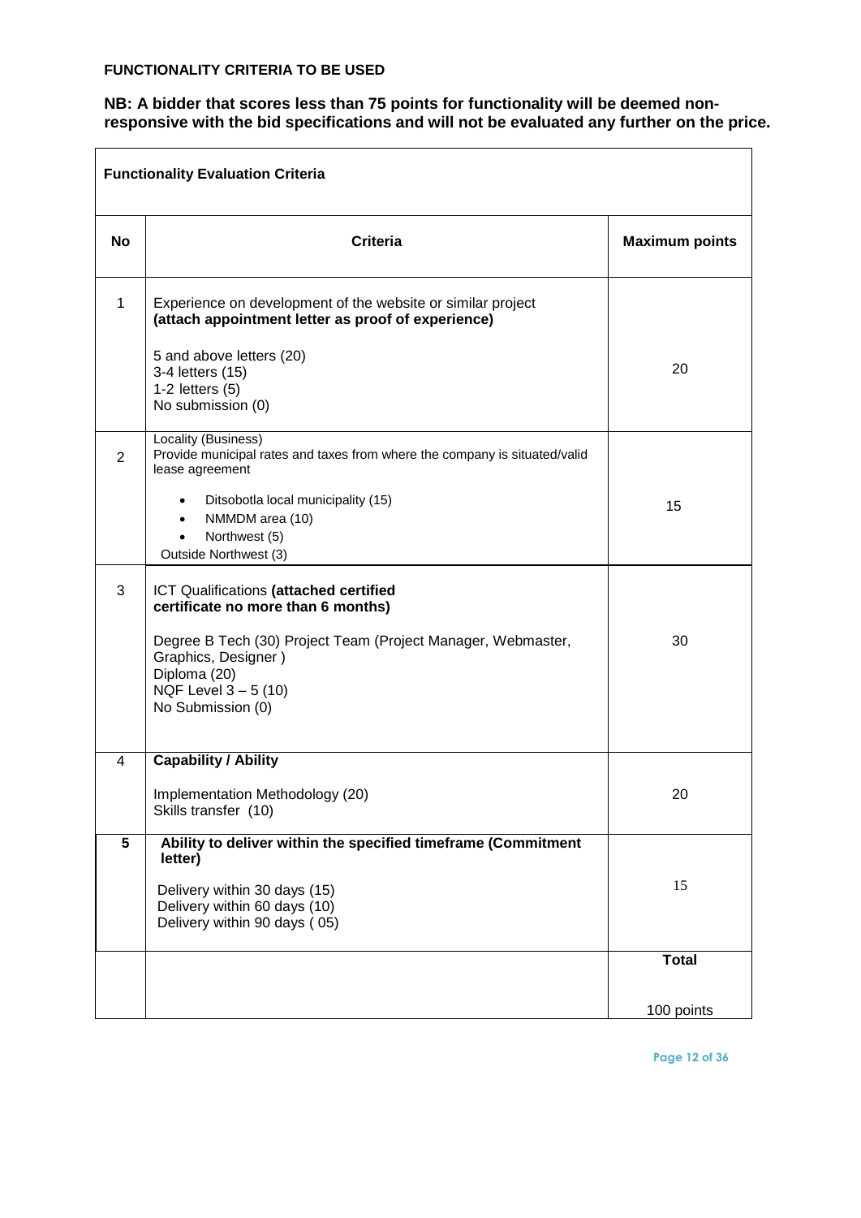**FUNCTIONALITY CRITERIA TO BE USED**

**NB: A bidder that scores less than 75 points for functionality will be deemed non-responsive with the bid specifications and will not be evaluated any further on the price.**

| **Functionality Evaluation Criteria** | | |
|---|---|---|
| **No** | **Criteria** | **Maximum points** |
| 1 | Experience on development of the website or similar project **(attach appointment letter as proof of experience)**<br><br>5 and above letters (20)<br>3-4 letters (15)<br>1-2 letters (5)<br>No submission (0) | 20 |
| 2 | Locality (Business)<br>Provide municipal rates and taxes from where the company is situated/valid lease agreement<br><br>• Ditsobotla local municipality (15)<br>• NMMDM area (10)<br>• Northwest (5)<br>Outside Northwest (3) | 15 |
| 3 | ICT Qualifications **(attached certified certificate no more than 6 months)**<br><br>Degree B Tech (30) Project Team (Project Manager, Webmaster, Graphics, Designer )<br>Diploma (20)<br>NQF Level 3 – 5 (10)<br>No Submission (0) | 30 |
| 4 | **Capability / Ability**<br><br>Implementation Methodology (20)<br>Skills transfer (10) | 20 |
| **5** | **Ability to deliver within the specified timeframe (Commitment letter)**<br><br>Delivery within 30 days (15)<br>Delivery within 60 days (10)<br>Delivery within 90 days ( 05) | 15 |
| | | **Total**<br><br>100 points |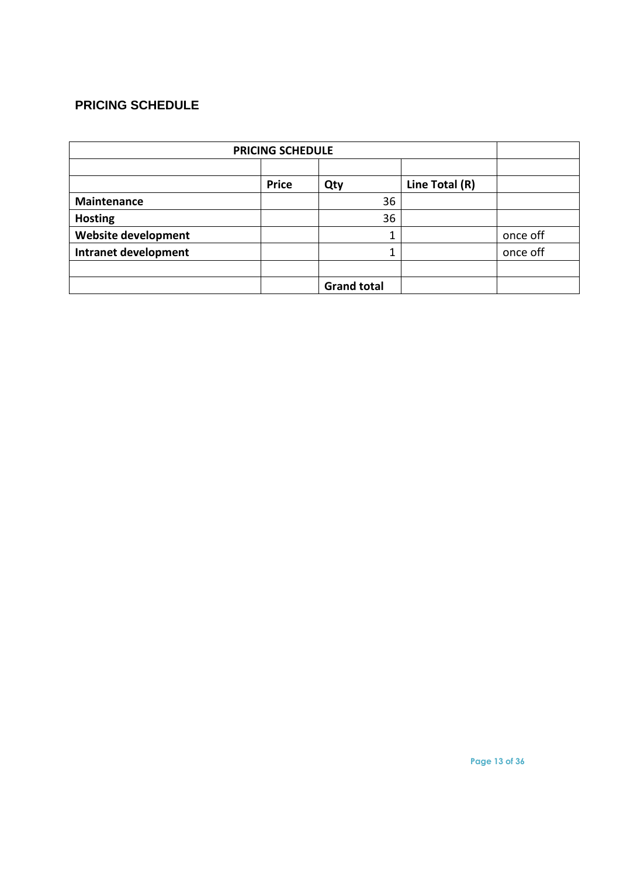## PRICING SCHEDULE

| PRICING SCHEDULE | | | | |
|---|---|---|---|---|
| | | | | |
| | **Price** | **Qty** | **Line Total (R)** | |
| **Maintenance** | | 36 | | |
| **Hosting** | | 36 | | |
| **Website development** | | 1 | | once off |
| **Intranet development** | | 1 | | once off |
| | | | | |
| | | **Grand total** | | |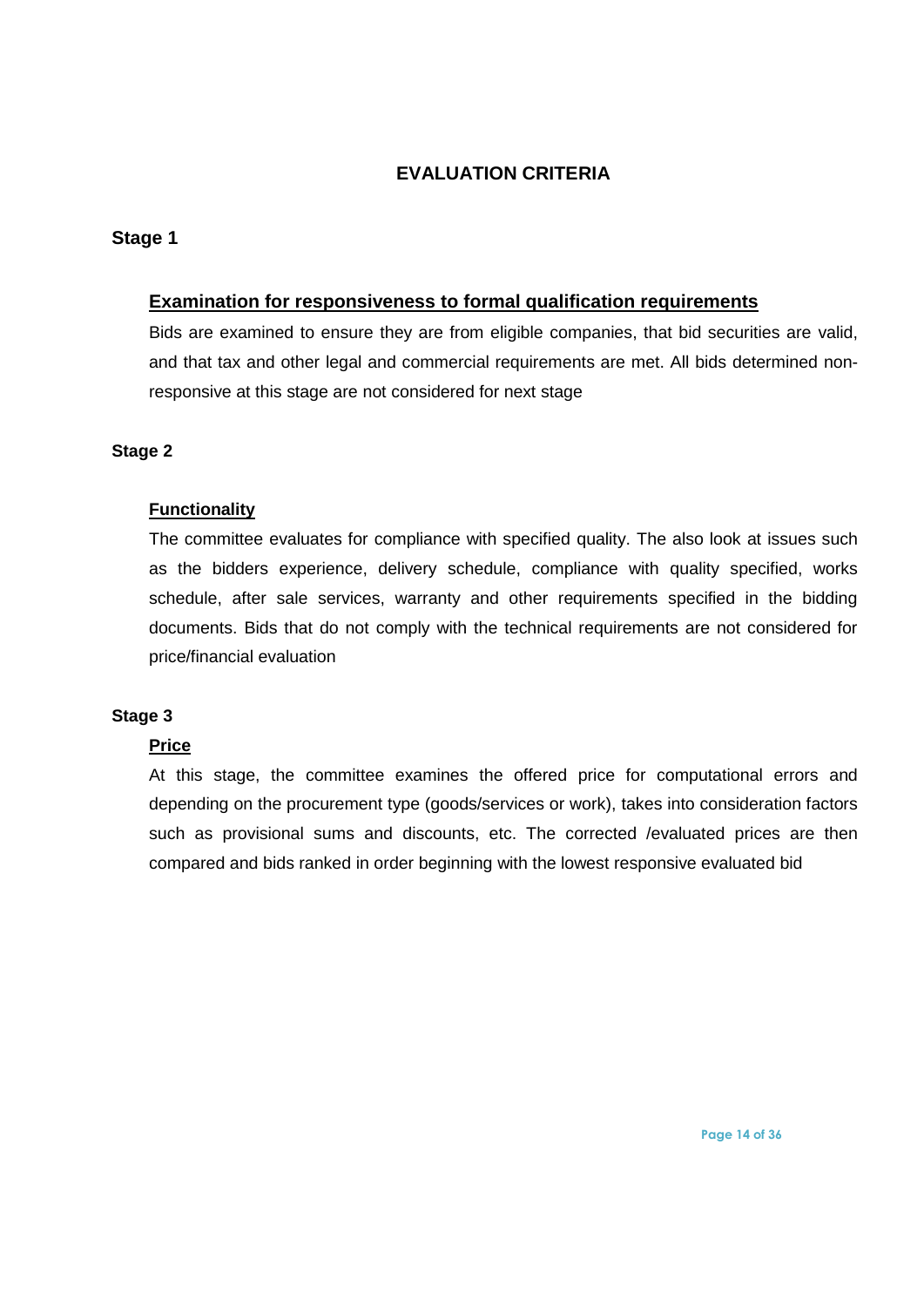# EVALUATION CRITERIA

## Stage 1

### <u>Examination for responsiveness to formal qualification requirements</u>

Bids are examined to ensure they are from eligible companies, that bid securities are valid, and that tax and other legal and commercial requirements are met. All bids determined non-responsive at this stage are not considered for next stage

## Stage 2

### <u>Functionality</u>

The committee evaluates for compliance with specified quality. The also look at issues such as the bidders experience, delivery schedule, compliance with quality specified, works schedule, after sale services, warranty and other requirements specified in the bidding documents. Bids that do not comply with the technical requirements are not considered for price/financial evaluation

## Stage 3

### <u>Price</u>

At this stage, the committee examines the offered price for computational errors and depending on the procurement type (goods/services or work), takes into consideration factors such as provisional sums and discounts, etc. The corrected /evaluated prices are then compared and bids ranked in order beginning with the lowest responsive evaluated bid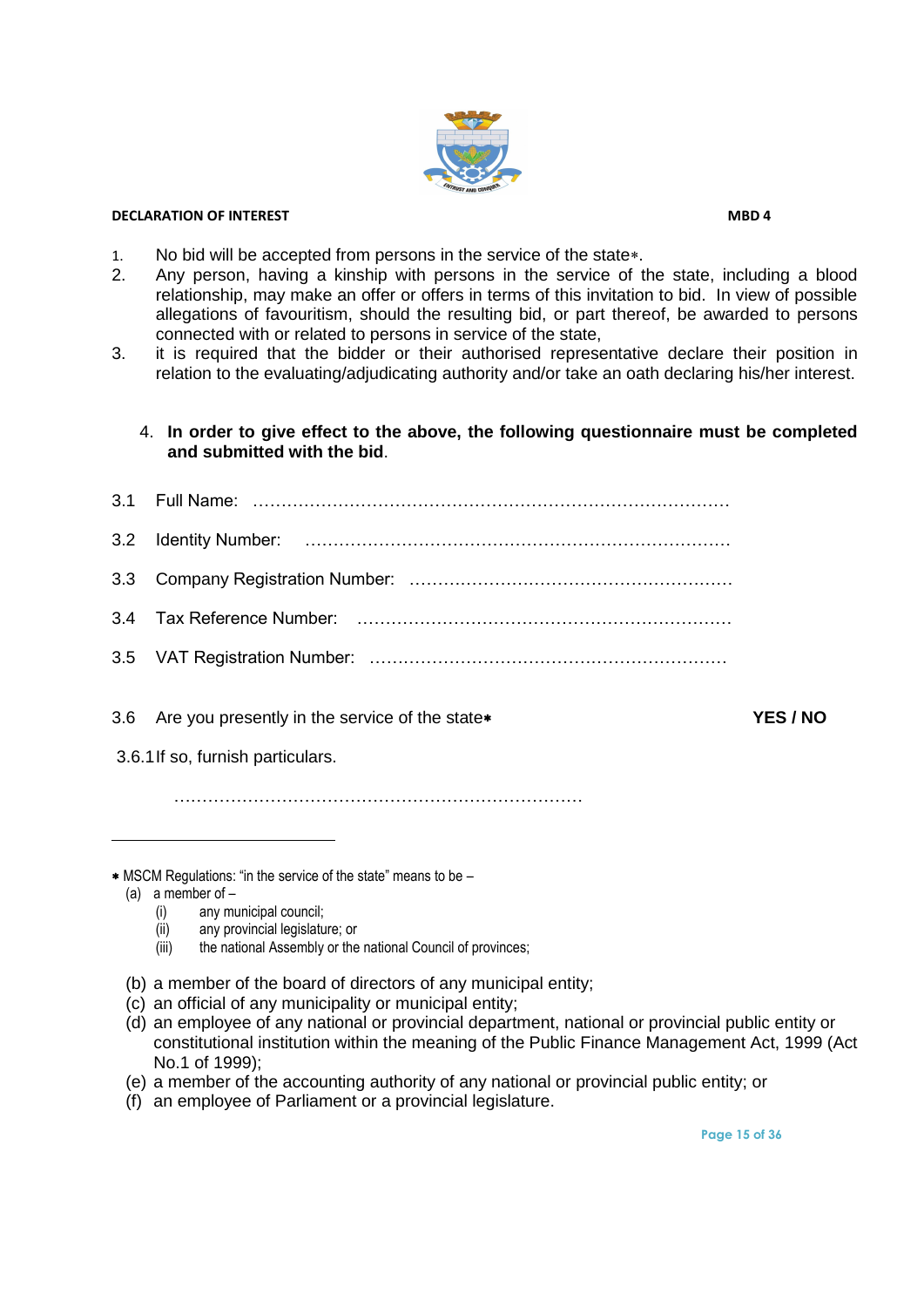**DECLARATION OF INTEREST** **MBD 4**

1. No bid will be accepted from persons in the service of the state*.
2. Any person, having a kinship with persons in the service of the state, including a blood relationship, may make an offer or offers in terms of this invitation to bid. In view of possible allegations of favouritism, should the resulting bid, or part thereof, be awarded to persons connected with or related to persons in service of the state,
3. it is required that the bidder or their authorised representative declare their position in relation to the evaluating/adjudicating authority and/or take an oath declaring his/her interest.

4. **In order to give effect to the above, the following questionnaire must be completed and submitted with the bid**.

3.1 Full Name: ………………………………………………………………………….

3.2 Identity Number: ……………………………………………………………………

3.3 Company Registration Number: ………………………………………………….

3.4 Tax Reference Number: ………………………………………………………….

3.5 VAT Registration Number: ……………………………………………………….

3.6 Are you presently in the service of the state* **YES / NO**

3.6.1 If so, furnish particulars.

………………………………………………………………….

---

* MSCM Regulations: "in the service of the state" means to be –
  (a) a member of –
    (i) any municipal council;
    (ii) any provincial legislature; or
    (iii) the national Assembly or the national Council of provinces;
  (b) a member of the board of directors of any municipal entity;
  (c) an official of any municipality or municipal entity;
  (d) an employee of any national or provincial department, national or provincial public entity or constitutional institution within the meaning of the Public Finance Management Act, 1999 (Act No.1 of 1999);
  (e) a member of the accounting authority of any national or provincial public entity; or
  (f) an employee of Parliament or a provincial legislature.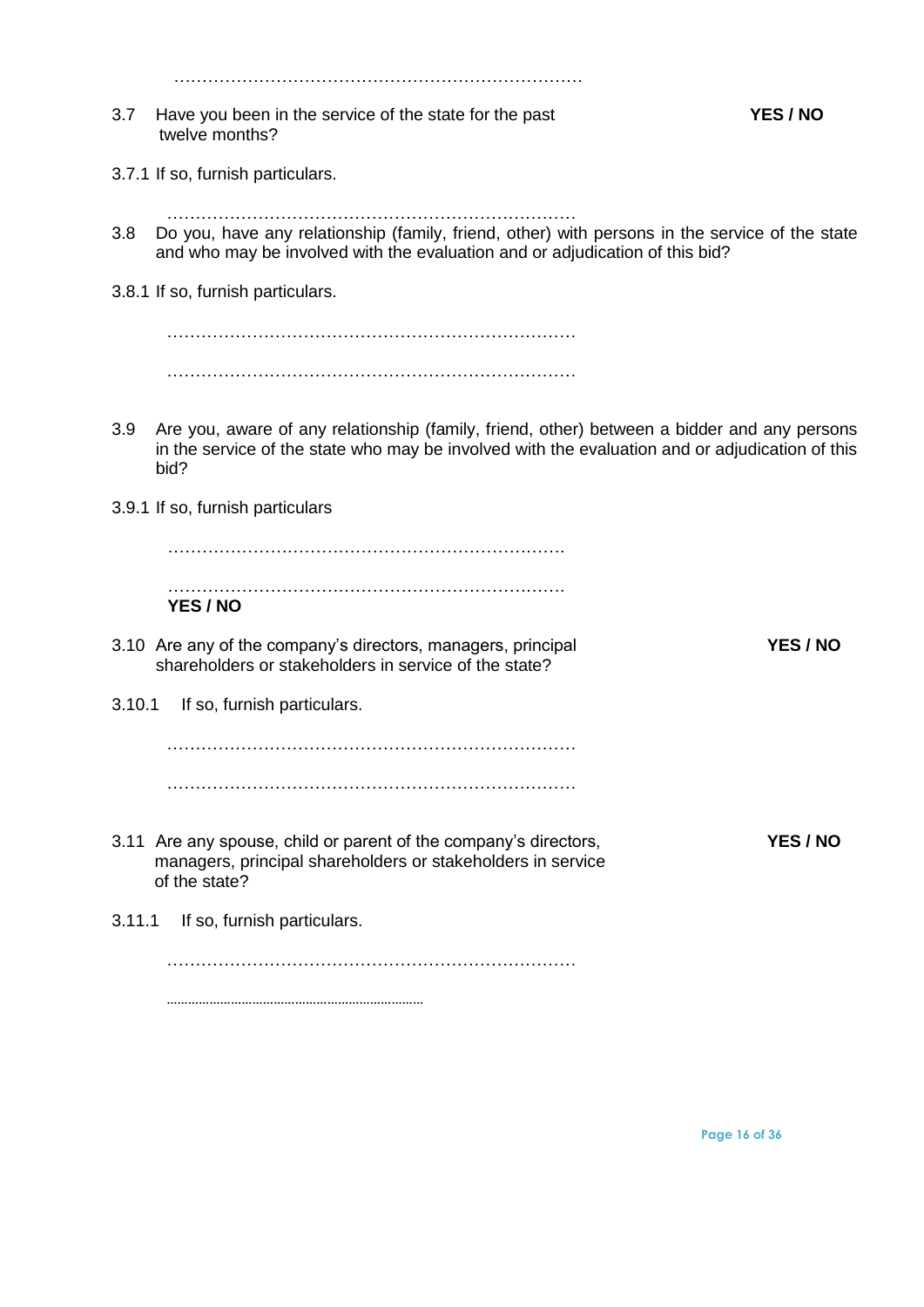………………………………………………………………

3.7 Have you been in the service of the state for the past twelve months? **YES / NO**

3.7.1 If so, furnish particulars.

………………………………………………………………

3.8 Do you, have any relationship (family, friend, other) with persons in the service of the state and who may be involved with the evaluation and or adjudication of this bid?

3.8.1 If so, furnish particulars.

………………………………………………………………

………………………………………………………………

3.9 Are you, aware of any relationship (family, friend, other) between a bidder and any persons in the service of the state who may be involved with the evaluation and or adjudication of this bid?

3.9.1 If so, furnish particulars

………………………………………………………………

………………………………………………………………

**YES / NO**

3.10 Are any of the company's directors, managers, principal shareholders or stakeholders in service of the state? **YES / NO**

3.10.1 If so, furnish particulars.

………………………………………………………………

………………………………………………………………

3.11 Are any spouse, child or parent of the company's directors, managers, principal shareholders or stakeholders in service of the state? **YES / NO**

3.11.1 If so, furnish particulars.

………………………………………………………………

………………………………………………………………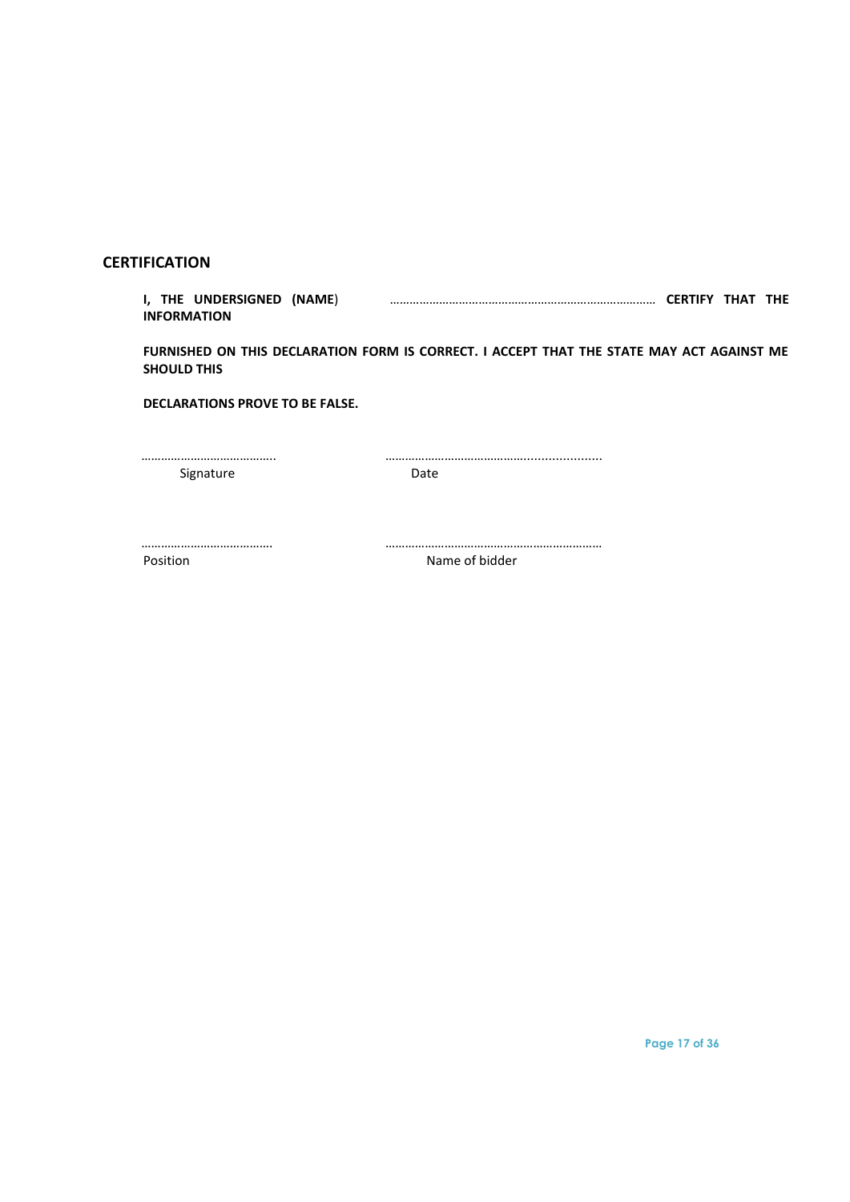## CERTIFICATION

**I, THE UNDERSIGNED (NAME) ……………………………………………………………………… CERTIFY THAT THE INFORMATION**

**FURNISHED ON THIS DECLARATION FORM IS CORRECT. I ACCEPT THAT THE STATE MAY ACT AGAINST ME SHOULD THIS**

**DECLARATIONS PROVE TO BE FALSE.**

………………………………….. ………………………………………..................

Signature Date

…………………………………. …………………………………………………………

Position Name of bidder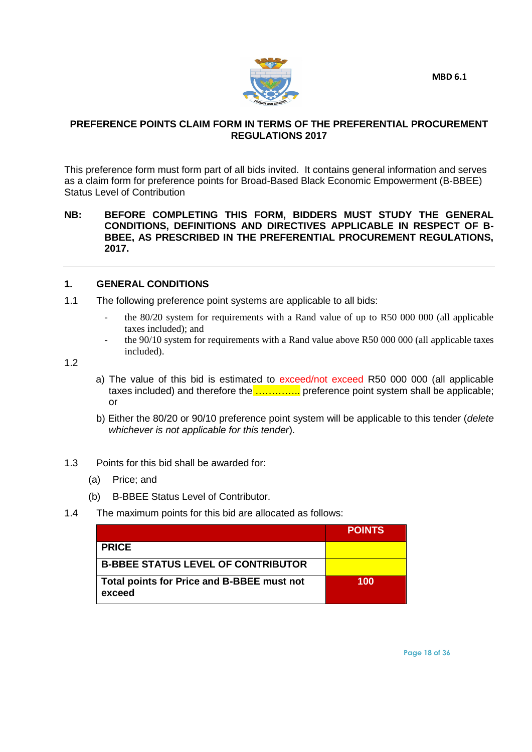MBD 6.1

# PREFERENCE POINTS CLAIM FORM IN TERMS OF THE PREFERENTIAL PROCUREMENT REGULATIONS 2017

This preference form must form part of all bids invited. It contains general information and serves as a claim form for preference points for Broad-Based Black Economic Empowerment (B-BBEE) Status Level of Contribution

**NB: BEFORE COMPLETING THIS FORM, BIDDERS MUST STUDY THE GENERAL CONDITIONS, DEFINITIONS AND DIRECTIVES APPLICABLE IN RESPECT OF B-BBEE, AS PRESCRIBED IN THE PREFERENTIAL PROCUREMENT REGULATIONS, 2017.**

---

## 1. GENERAL CONDITIONS

1.1 The following preference point systems are applicable to all bids:

- the 80/20 system for requirements with a Rand value of up to R50 000 000 (all applicable taxes included); and
- the 90/10 system for requirements with a Rand value above R50 000 000 (all applicable taxes included).

1.2

a) The value of this bid is estimated to exceed/not exceed R50 000 000 (all applicable taxes included) and therefore the ………….. preference point system shall be applicable; or

b) Either the 80/20 or 90/10 preference point system will be applicable to this tender (*delete whichever is not applicable for this tender*).

1.3 Points for this bid shall be awarded for:

(a) Price; and

(b) B-BBEE Status Level of Contributor.

1.4 The maximum points for this bid are allocated as follows:

| | POINTS |
|---|---|
| **PRICE** | |
| **B-BBEE STATUS LEVEL OF CONTRIBUTOR** | |
| **Total points for Price and B-BBEE must not exceed** | **100** |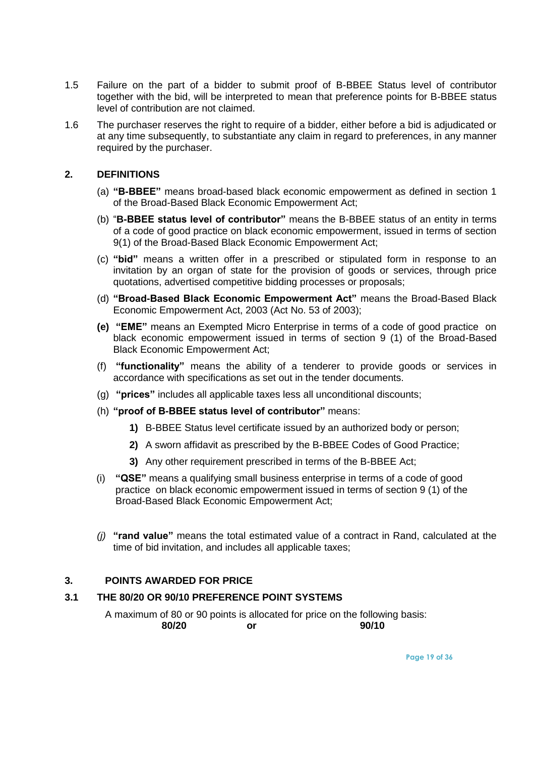1.5 Failure on the part of a bidder to submit proof of B-BBEE Status level of contributor together with the bid, will be interpreted to mean that preference points for B-BBEE status level of contribution are not claimed.

1.6 The purchaser reserves the right to require of a bidder, either before a bid is adjudicated or at any time subsequently, to substantiate any claim in regard to preferences, in any manner required by the purchaser.

## 2. DEFINITIONS

(a) **"B-BBEE"** means broad-based black economic empowerment as defined in section 1 of the Broad-Based Black Economic Empowerment Act;

(b) "**B-BBEE status level of contributor"** means the B-BBEE status of an entity in terms of a code of good practice on black economic empowerment, issued in terms of section 9(1) of the Broad-Based Black Economic Empowerment Act;

(c) **"bid"** means a written offer in a prescribed or stipulated form in response to an invitation by an organ of state for the provision of goods or services, through price quotations, advertised competitive bidding processes or proposals;

(d) **"Broad-Based Black Economic Empowerment Act"** means the Broad-Based Black Economic Empowerment Act, 2003 (Act No. 53 of 2003);

**(e)** **"EME"** means an Exempted Micro Enterprise in terms of a code of good practice on black economic empowerment issued in terms of section 9 (1) of the Broad-Based Black Economic Empowerment Act;

(f) **"functionality"** means the ability of a tenderer to provide goods or services in accordance with specifications as set out in the tender documents.

(g) **"prices"** includes all applicable taxes less all unconditional discounts;

(h) **"proof of B-BBEE status level of contributor"** means:

**1)** B-BBEE Status level certificate issued by an authorized body or person;

**2)** A sworn affidavit as prescribed by the B-BBEE Codes of Good Practice;

**3)** Any other requirement prescribed in terms of the B-BBEE Act;

(i) **"QSE"** means a qualifying small business enterprise in terms of a code of good practice on black economic empowerment issued in terms of section 9 (1) of the Broad-Based Black Economic Empowerment Act;

*(j)* **"rand value"** means the total estimated value of a contract in Rand, calculated at the time of bid invitation, and includes all applicable taxes;

## 3. POINTS AWARDED FOR PRICE

### 3.1 THE 80/20 OR 90/10 PREFERENCE POINT SYSTEMS

A maximum of 80 or 90 points is allocated for price on the following basis:

**80/20** **or** **90/10**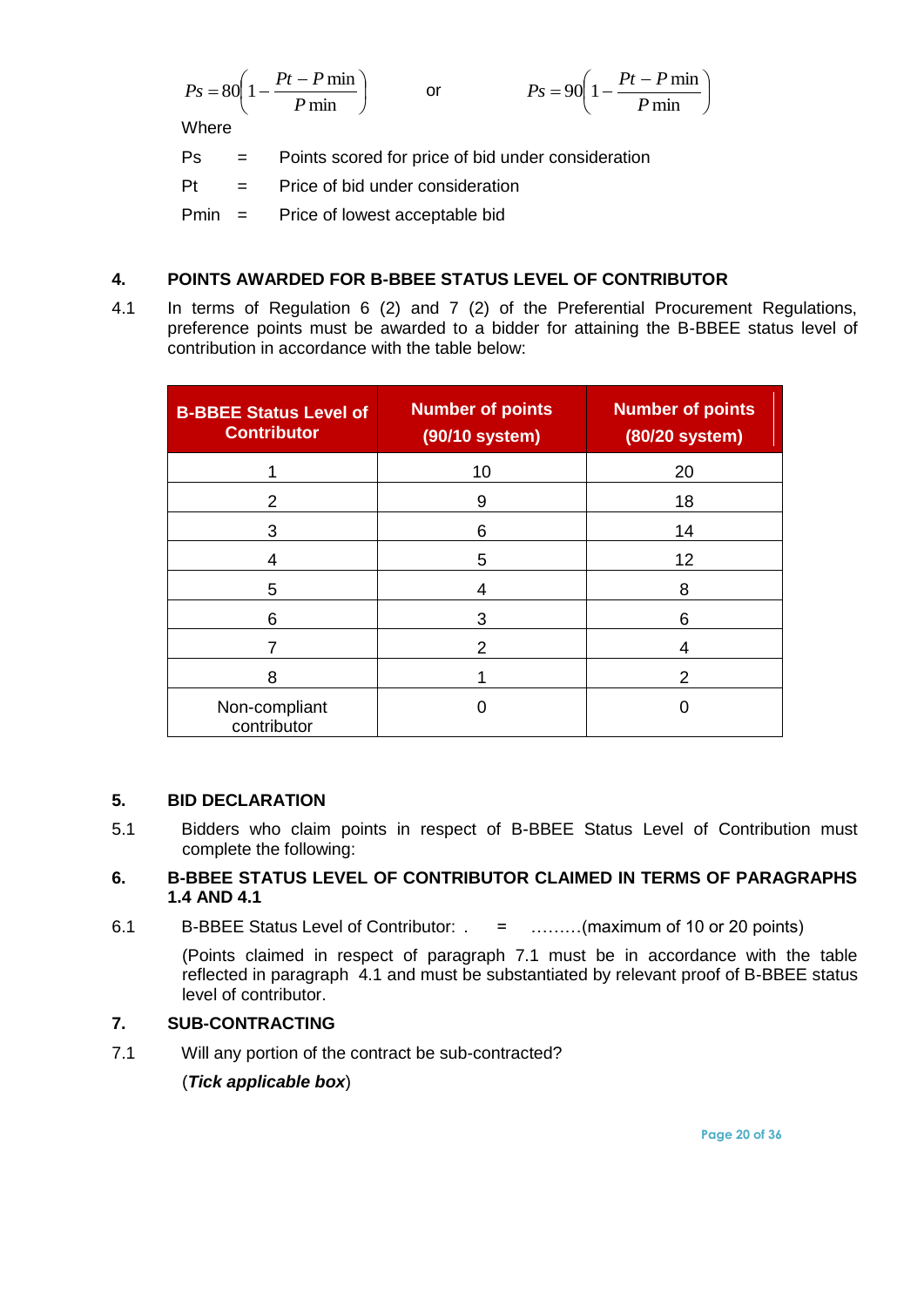$$Ps = 80\left(1 - \frac{Pt - P\min}{P\min}\right) \quad \text{or} \quad Ps = 90\left(1 - \frac{Pt - P\min}{P\min}\right)$$

Where

Ps = Points scored for price of bid under consideration

Pt = Price of bid under consideration

Pmin = Price of lowest acceptable bid

## 4. POINTS AWARDED FOR B-BBEE STATUS LEVEL OF CONTRIBUTOR

4.1 In terms of Regulation 6 (2) and 7 (2) of the Preferential Procurement Regulations, preference points must be awarded to a bidder for attaining the B-BBEE status level of contribution in accordance with the table below:

| B-BBEE Status Level of Contributor | Number of points (90/10 system) | Number of points (80/20 system) |
|---|---|---|
| 1 | 10 | 20 |
| 2 | 9 | 18 |
| 3 | 6 | 14 |
| 4 | 5 | 12 |
| 5 | 4 | 8 |
| 6 | 3 | 6 |
| 7 | 2 | 4 |
| 8 | 1 | 2 |
| Non-compliant contributor | 0 | 0 |

## 5. BID DECLARATION

5.1 Bidders who claim points in respect of B-BBEE Status Level of Contribution must complete the following:

## 6. B-BBEE STATUS LEVEL OF CONTRIBUTOR CLAIMED IN TERMS OF PARAGRAPHS 1.4 AND 4.1

6.1 B-BBEE Status Level of Contributor: . = ………(maximum of 10 or 20 points)

(Points claimed in respect of paragraph 7.1 must be in accordance with the table reflected in paragraph 4.1 and must be substantiated by relevant proof of B-BBEE status level of contributor.

## 7. SUB-CONTRACTING

7.1 Will any portion of the contract be sub-contracted?

(***Tick applicable box***)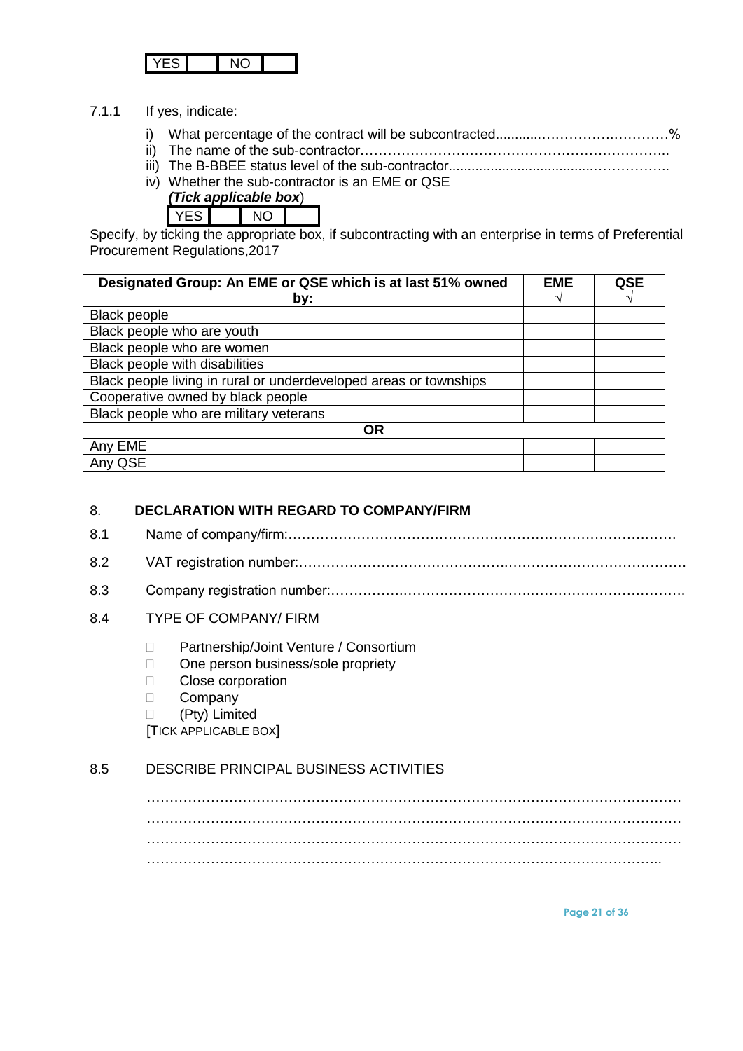| YES | | NO | |
|---|---|---|---|

7.1.1 If yes, indicate:

i) What percentage of the contract will be subcontracted............…………….…………%
ii) The name of the sub-contractor…………………………………………………………..
iii) The B-BBEE status level of the sub-contractor......................................……………..
iv) Whether the sub-contractor is an EME or QSE
***(Tick applicable box***)

| YES | | NO | |
|---|---|---|---|

Specify, by ticking the appropriate box, if subcontracting with an enterprise in terms of Preferential Procurement Regulations,2017

| Designated Group: An EME or QSE which is at last 51% owned by: | EME √ | QSE √ |
|---|---|---|
| Black people | | |
| Black people who are youth | | |
| Black people who are women | | |
| Black people with disabilities | | |
| Black people living in rural or underdeveloped areas or townships | | |
| Cooperative owned by black people | | |
| Black people who are military veterans | | |
| **OR** | | |
| Any EME | | |
| Any QSE | | |

## 8. DECLARATION WITH REGARD TO COMPANY/FIRM

8.1 Name of company/firm:…………………………………………………………………………….

8.2 VAT registration number:……………………………………….…………………………………

8.3 Company registration number:…………….……………………….…………………………….

8.4 TYPE OF COMPANY/ FIRM

- ☐ Partnership/Joint Venture / Consortium
- ☐ One person business/sole propriety
- ☐ Close corporation
- ☐ Company
- ☐ (Pty) Limited

[TICK APPLICABLE BOX]

8.5 DESCRIBE PRINCIPAL BUSINESS ACTIVITIES

……………………………………………………………………………………………………………
……………………………………………………………………………………………………………
……………………………………………………………………………………………………………
…………………………………………………………………………………………………………..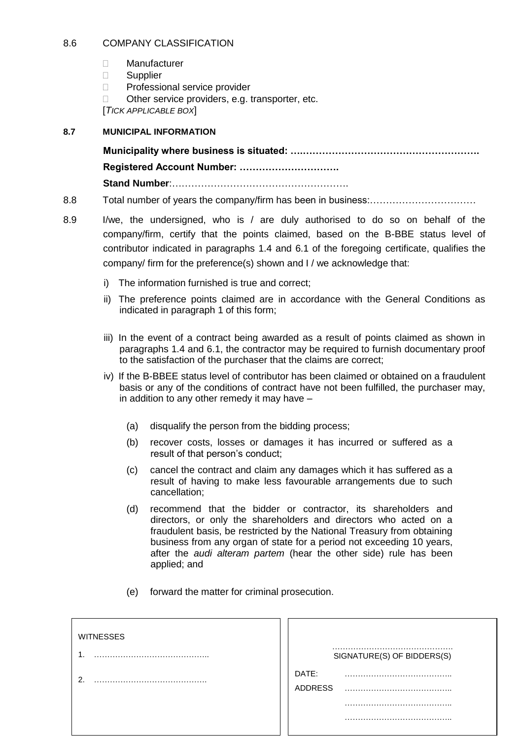8.6 COMPANY CLASSIFICATION

- Manufacturer
- Supplier
- Professional service provider
- Other service providers, e.g. transporter, etc.

[*TICK APPLICABLE BOX*]

**8.7 MUNICIPAL INFORMATION**

**Municipality where business is situated: ………………………………………………….**

**Registered Account Number: ………………………….**

**Stand Number**:……………………………………………….

8.8 Total number of years the company/firm has been in business:……………………………

8.9 I/we, the undersigned, who is / are duly authorised to do so on behalf of the company/firm, certify that the points claimed, based on the B-BBE status level of contributor indicated in paragraphs 1.4 and 6.1 of the foregoing certificate, qualifies the company/ firm for the preference(s) shown and I / we acknowledge that:

i) The information furnished is true and correct;

ii) The preference points claimed are in accordance with the General Conditions as indicated in paragraph 1 of this form;

iii) In the event of a contract being awarded as a result of points claimed as shown in paragraphs 1.4 and 6.1, the contractor may be required to furnish documentary proof to the satisfaction of the purchaser that the claims are correct;

iv) If the B-BBEE status level of contributor has been claimed or obtained on a fraudulent basis or any of the conditions of contract have not been fulfilled, the purchaser may, in addition to any other remedy it may have –

(a) disqualify the person from the bidding process;

(b) recover costs, losses or damages it has incurred or suffered as a result of that person's conduct;

(c) cancel the contract and claim any damages which it has suffered as a result of having to make less favourable arrangements due to such cancellation;

(d) recommend that the bidder or contractor, its shareholders and directors, or only the shareholders and directors who acted on a fraudulent basis, be restricted by the National Treasury from obtaining business from any organ of state for a period not exceeding 10 years, after the *audi alteram partem* (hear the other side) rule has been applied; and

(e) forward the matter for criminal prosecution.

| WITNESSES | |
|---|---|
| 1. …………………………………….. | ………………………………………. SIGNATURE(S) OF BIDDERS(S) |
| 2. ……………………………………. | DATE: ………………………………….. |
| | ADDRESS ………………………………….. |
| | ………………………………….. |
| | ………………………………….. |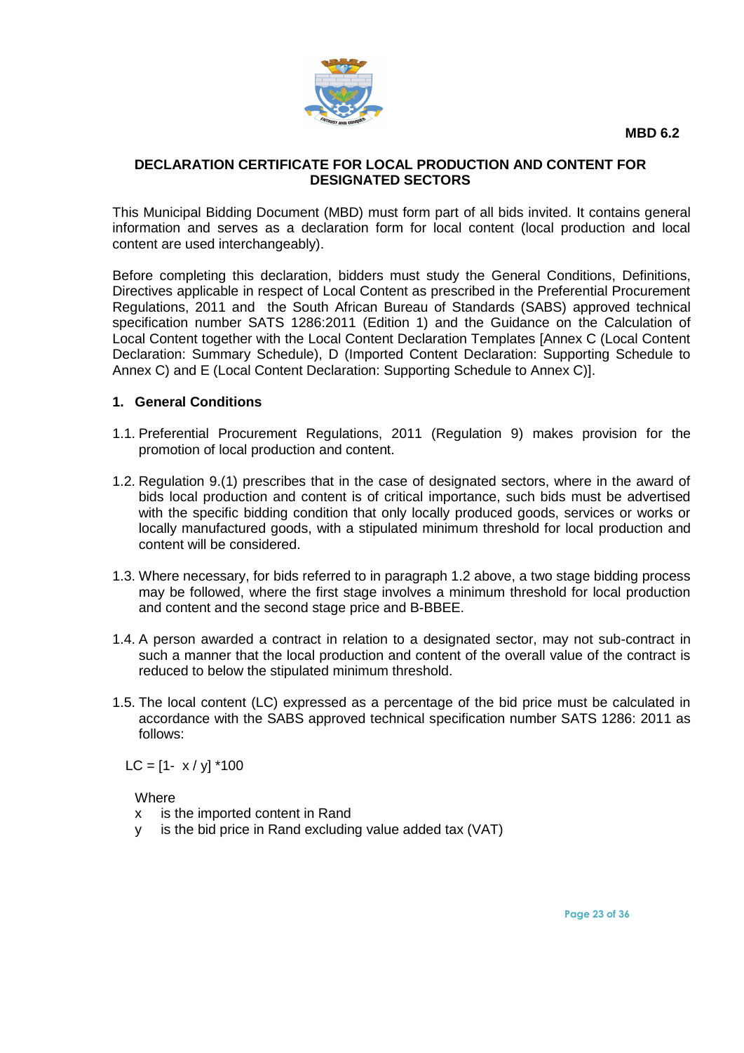MBD 6.2

# DECLARATION CERTIFICATE FOR LOCAL PRODUCTION AND CONTENT FOR DESIGNATED SECTORS

This Municipal Bidding Document (MBD) must form part of all bids invited. It contains general information and serves as a declaration form for local content (local production and local content are used interchangeably).

Before completing this declaration, bidders must study the General Conditions, Definitions, Directives applicable in respect of Local Content as prescribed in the Preferential Procurement Regulations, 2011 and the South African Bureau of Standards (SABS) approved technical specification number SATS 1286:2011 (Edition 1) and the Guidance on the Calculation of Local Content together with the Local Content Declaration Templates [Annex C (Local Content Declaration: Summary Schedule), D (Imported Content Declaration: Supporting Schedule to Annex C) and E (Local Content Declaration: Supporting Schedule to Annex C)].

## 1. General Conditions

1.1. Preferential Procurement Regulations, 2011 (Regulation 9) makes provision for the promotion of local production and content.

1.2. Regulation 9.(1) prescribes that in the case of designated sectors, where in the award of bids local production and content is of critical importance, such bids must be advertised with the specific bidding condition that only locally produced goods, services or works or locally manufactured goods, with a stipulated minimum threshold for local production and content will be considered.

1.3. Where necessary, for bids referred to in paragraph 1.2 above, a two stage bidding process may be followed, where the first stage involves a minimum threshold for local production and content and the second stage price and B-BBEE.

1.4. A person awarded a contract in relation to a designated sector, may not sub-contract in such a manner that the local production and content of the overall value of the contract is reduced to below the stipulated minimum threshold.

1.5. The local content (LC) expressed as a percentage of the bid price must be calculated in accordance with the SABS approved technical specification number SATS 1286: 2011 as follows:

$$LC = [1 - x / y] * 100$$

Where

$x$ is the imported content in Rand

$y$ is the bid price in Rand excluding value added tax (VAT)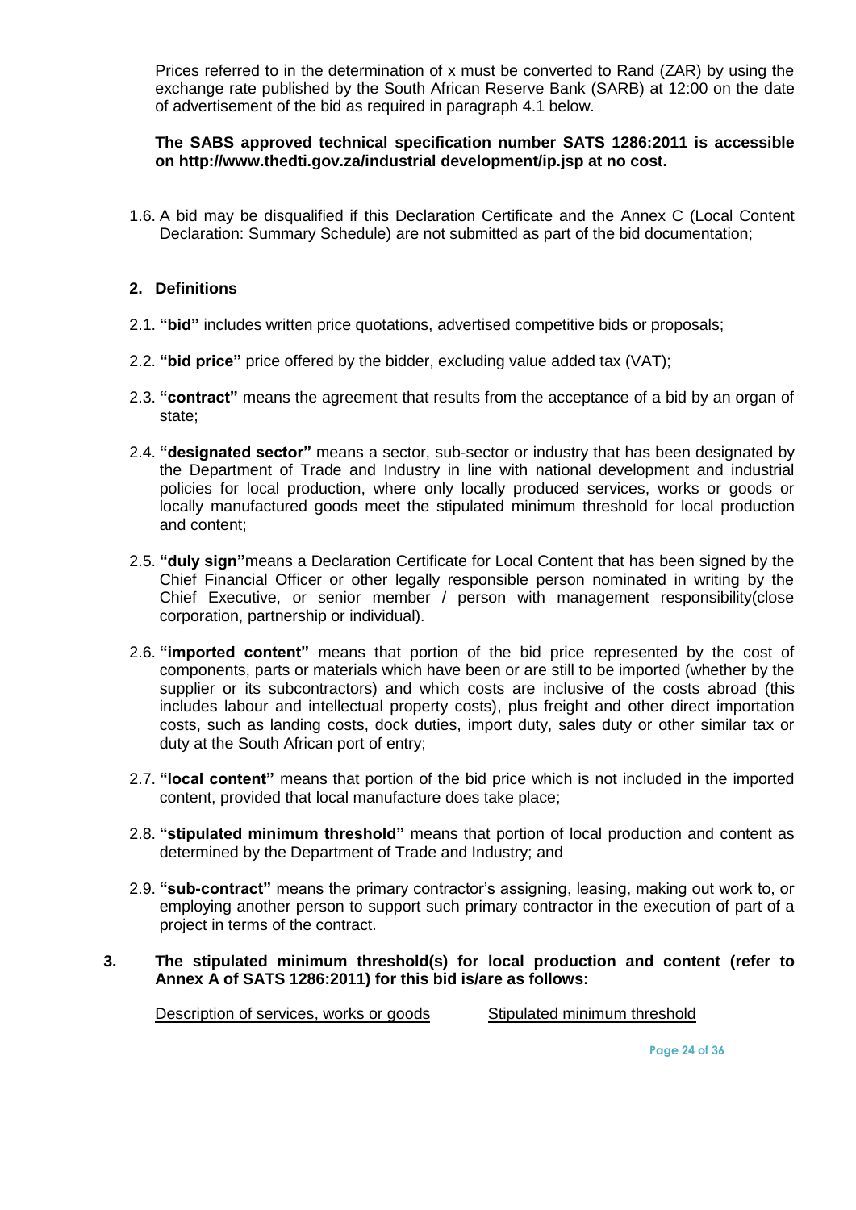Prices referred to in the determination of x must be converted to Rand (ZAR) by using the exchange rate published by the South African Reserve Bank (SARB) at 12:00 on the date of advertisement of the bid as required in paragraph 4.1 below.

**The SABS approved technical specification number SATS 1286:2011 is accessible on http://www.thedti.gov.za/industrial development/ip.jsp at no cost.**

1.6. A bid may be disqualified if this Declaration Certificate and the Annex C (Local Content Declaration: Summary Schedule) are not submitted as part of the bid documentation;

## 2. Definitions

2.1. **"bid"** includes written price quotations, advertised competitive bids or proposals;

2.2. **"bid price"** price offered by the bidder, excluding value added tax (VAT);

2.3. **"contract"** means the agreement that results from the acceptance of a bid by an organ of state;

2.4. **"designated sector"** means a sector, sub-sector or industry that has been designated by the Department of Trade and Industry in line with national development and industrial policies for local production, where only locally produced services, works or goods or locally manufactured goods meet the stipulated minimum threshold for local production and content;

2.5. **"duly sign"**means a Declaration Certificate for Local Content that has been signed by the Chief Financial Officer or other legally responsible person nominated in writing by the Chief Executive, or senior member / person with management responsibility(close corporation, partnership or individual).

2.6. **"imported content"** means that portion of the bid price represented by the cost of components, parts or materials which have been or are still to be imported (whether by the supplier or its subcontractors) and which costs are inclusive of the costs abroad (this includes labour and intellectual property costs), plus freight and other direct importation costs, such as landing costs, dock duties, import duty, sales duty or other similar tax or duty at the South African port of entry;

2.7. **"local content"** means that portion of the bid price which is not included in the imported content, provided that local manufacture does take place;

2.8. **"stipulated minimum threshold"** means that portion of local production and content as determined by the Department of Trade and Industry; and

2.9. **"sub-contract"** means the primary contractor's assigning, leasing, making out work to, or employing another person to support such primary contractor in the execution of part of a project in terms of the contract.

**3. The stipulated minimum threshold(s) for local production and content (refer to Annex A of SATS 1286:2011) for this bid is/are as follows:**

Description of services, works or goods &emsp;&emsp; Stipulated minimum threshold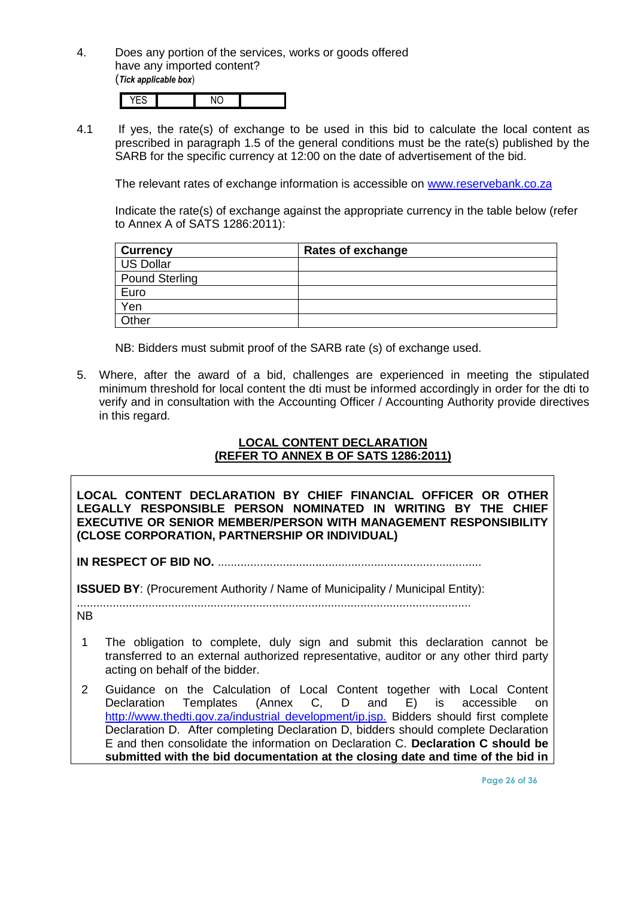4. Does any portion of the services, works or goods offered have any imported content?
(*Tick applicable box*)

| YES | | NO | |
|---|---|---|---|

4.1 If yes, the rate(s) of exchange to be used in this bid to calculate the local content as prescribed in paragraph 1.5 of the general conditions must be the rate(s) published by the SARB for the specific currency at 12:00 on the date of advertisement of the bid.

The relevant rates of exchange information is accessible on www.reservebank.co.za

Indicate the rate(s) of exchange against the appropriate currency in the table below (refer to Annex A of SATS 1286:2011):

| Currency | Rates of exchange |
|---|---|
| US Dollar | |
| Pound Sterling | |
| Euro | |
| Yen | |
| Other | |

NB: Bidders must submit proof of the SARB rate (s) of exchange used.

5. Where, after the award of a bid, challenges are experienced in meeting the stipulated minimum threshold for local content the dti must be informed accordingly in order for the dti to verify and in consultation with the Accounting Officer / Accounting Authority provide directives in this regard.

**LOCAL CONTENT DECLARATION**
**(REFER TO ANNEX B OF SATS 1286:2011)**

**LOCAL CONTENT DECLARATION BY CHIEF FINANCIAL OFFICER OR OTHER LEGALLY RESPONSIBLE PERSON NOMINATED IN WRITING BY THE CHIEF EXECUTIVE OR SENIOR MEMBER/PERSON WITH MANAGEMENT RESPONSIBILITY (CLOSE CORPORATION, PARTNERSHIP OR INDIVIDUAL)**

**IN RESPECT OF BID NO.** .................................................................................

**ISSUED BY**: (Procurement Authority / Name of Municipality / Municipal Entity):
.........................................................................................................................

NB

1 The obligation to complete, duly sign and submit this declaration cannot be transferred to an external authorized representative, auditor or any other third party acting on behalf of the bidder.

2 Guidance on the Calculation of Local Content together with Local Content Declaration Templates (Annex C, D and E) is accessible on http://www.thedti.gov.za/industrial_development/ip.jsp. Bidders should first complete Declaration D. After completing Declaration D, bidders should complete Declaration E and then consolidate the information on Declaration C. **Declaration C should be submitted with the bid documentation at the closing date and time of the bid in**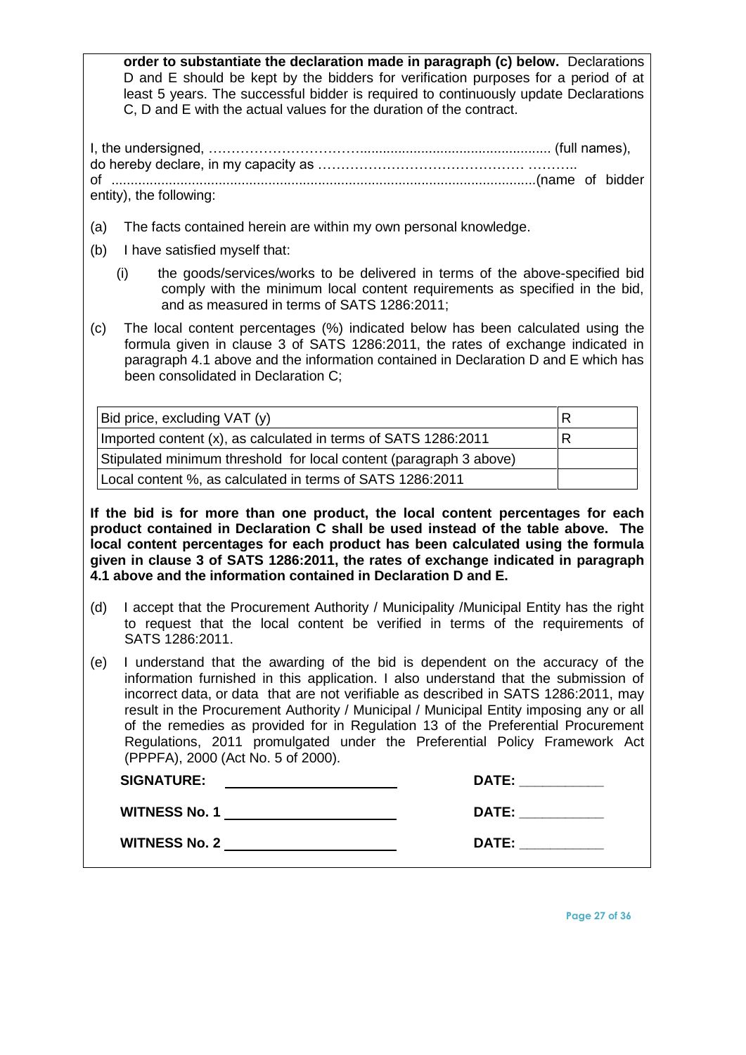**order to substantiate the declaration made in paragraph (c) below.** Declarations D and E should be kept by the bidders for verification purposes for a period of at least 5 years. The successful bidder is required to continuously update Declarations C, D and E with the actual values for the duration of the contract.

I, the undersigned, …………………………….................................................. (full names), do hereby declare, in my capacity as ……………………………………… ……….. of ..............................................................................................................(name of bidder entity), the following:

(a) The facts contained herein are within my own personal knowledge.

(b) I have satisfied myself that:

   (i) the goods/services/works to be delivered in terms of the above-specified bid comply with the minimum local content requirements as specified in the bid, and as measured in terms of SATS 1286:2011;

(c) The local content percentages (%) indicated below has been calculated using the formula given in clause 3 of SATS 1286:2011, the rates of exchange indicated in paragraph 4.1 above and the information contained in Declaration D and E which has been consolidated in Declaration C;

| Bid price, excluding VAT (y) | R |
|---|---|
| Imported content (x), as calculated in terms of SATS 1286:2011 | R |
| Stipulated minimum threshold for local content (paragraph 3 above) | |
| Local content %, as calculated in terms of SATS 1286:2011 | |

**If the bid is for more than one product, the local content percentages for each product contained in Declaration C shall be used instead of the table above. The local content percentages for each product has been calculated using the formula given in clause 3 of SATS 1286:2011, the rates of exchange indicated in paragraph 4.1 above and the information contained in Declaration D and E.**

(d) I accept that the Procurement Authority / Municipality /Municipal Entity has the right to request that the local content be verified in terms of the requirements of SATS 1286:2011.

(e) I understand that the awarding of the bid is dependent on the accuracy of the information furnished in this application. I also understand that the submission of incorrect data, or data that are not verifiable as described in SATS 1286:2011, may result in the Procurement Authority / Municipal / Municipal Entity imposing any or all of the remedies as provided for in Regulation 13 of the Preferential Procurement Regulations, 2011 promulgated under the Preferential Policy Framework Act (PPPFA), 2000 (Act No. 5 of 2000).

**SIGNATURE:** ______________________ **DATE:** ___________

**WITNESS No. 1** ______________________ **DATE:** ___________

**WITNESS No. 2** ______________________ **DATE:** ___________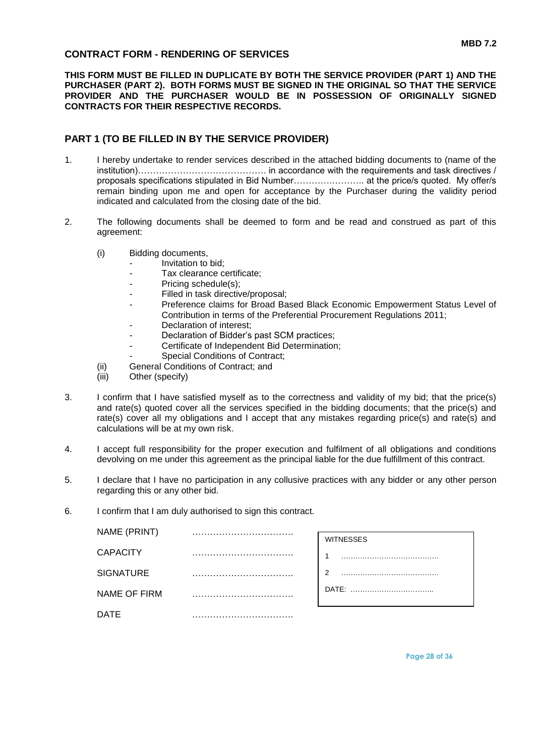**MBD 7.2**

## CONTRACT FORM - RENDERING OF SERVICES

**THIS FORM MUST BE FILLED IN DUPLICATE BY BOTH THE SERVICE PROVIDER (PART 1) AND THE PURCHASER (PART 2). BOTH FORMS MUST BE SIGNED IN THE ORIGINAL SO THAT THE SERVICE PROVIDER AND THE PURCHASER WOULD BE IN POSSESSION OF ORIGINALLY SIGNED CONTRACTS FOR THEIR RESPECTIVE RECORDS.**

### PART 1 (TO BE FILLED IN BY THE SERVICE PROVIDER)

1. I hereby undertake to render services described in the attached bidding documents to (name of the institution)…………………………………… in accordance with the requirements and task directives / proposals specifications stipulated in Bid Number…………………… at the price/s quoted. My offer/s remain binding upon me and open for acceptance by the Purchaser during the validity period indicated and calculated from the closing date of the bid.

2. The following documents shall be deemed to form and be read and construed as part of this agreement:

   (i) Bidding documents,
   - Invitation to bid;
   - Tax clearance certificate;
   - Pricing schedule(s);
   - Filled in task directive/proposal;
   - Preference claims for Broad Based Black Economic Empowerment Status Level of Contribution in terms of the Preferential Procurement Regulations 2011;
   - Declaration of interest;
   - Declaration of Bidder's past SCM practices;
   - Certificate of Independent Bid Determination;
   - Special Conditions of Contract;

   (ii) General Conditions of Contract; and
   
   (iii) Other (specify)

3. I confirm that I have satisfied myself as to the correctness and validity of my bid; that the price(s) and rate(s) quoted cover all the services specified in the bidding documents; that the price(s) and rate(s) cover all my obligations and I accept that any mistakes regarding price(s) and rate(s) and calculations will be at my own risk.

4. I accept full responsibility for the proper execution and fulfilment of all obligations and conditions devolving on me under this agreement as the principal liable for the due fulfillment of this contract.

5. I declare that I have no participation in any collusive practices with any bidder or any other person regarding this or any other bid.

6. I confirm that I am duly authorised to sign this contract.

| | |
|---|---|
| NAME (PRINT) | ……………………………. |
| CAPACITY | ……………………………. |
| SIGNATURE | ……………………………. |
| NAME OF FIRM | ……………………………. |
| DATE | ……………………………. |

| WITNESSES |
|---|
| 1 ………………………………… |
| 2 ………………………………… |
| DATE: …………………………….. |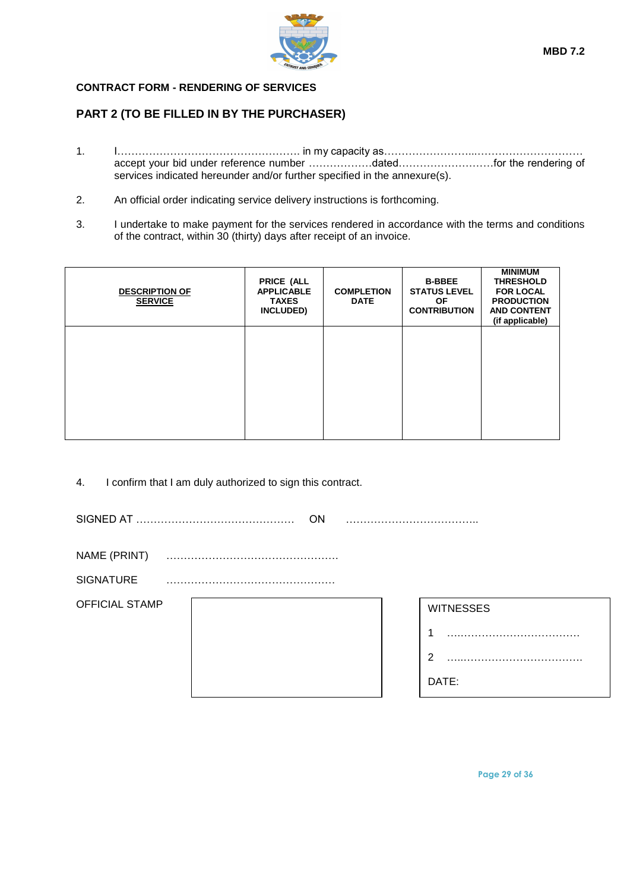MBD 7.2

**CONTRACT FORM - RENDERING OF SERVICES**

## PART 2 (TO BE FILLED IN BY THE PURCHASER)

1. I…………………………………………… in my capacity as……………………...………………………… accept your bid under reference number ………………dated………………………for the rendering of services indicated hereunder and/or further specified in the annexure(s).

2. An official order indicating service delivery instructions is forthcoming.

3. I undertake to make payment for the services rendered in accordance with the terms and conditions of the contract, within 30 (thirty) days after receipt of an invoice.

| DESCRIPTION OF SERVICE | PRICE (ALL APPLICABLE TAXES INCLUDED) | COMPLETION DATE | B-BBEE STATUS LEVEL OF CONTRIBUTION | MINIMUM THRESHOLD FOR LOCAL PRODUCTION AND CONTENT (if applicable) |
|---|---|---|---|---|
| | | | | |

4. I confirm that I am duly authorized to sign this contract.

SIGNED AT ……………………………………… ON ………………………………..

NAME (PRINT) …………………………………………

SIGNATURE …………………………………………

OFFICIAL STAMP

WITNESSES

1 ……………………………….

2 ……………………………….

DATE: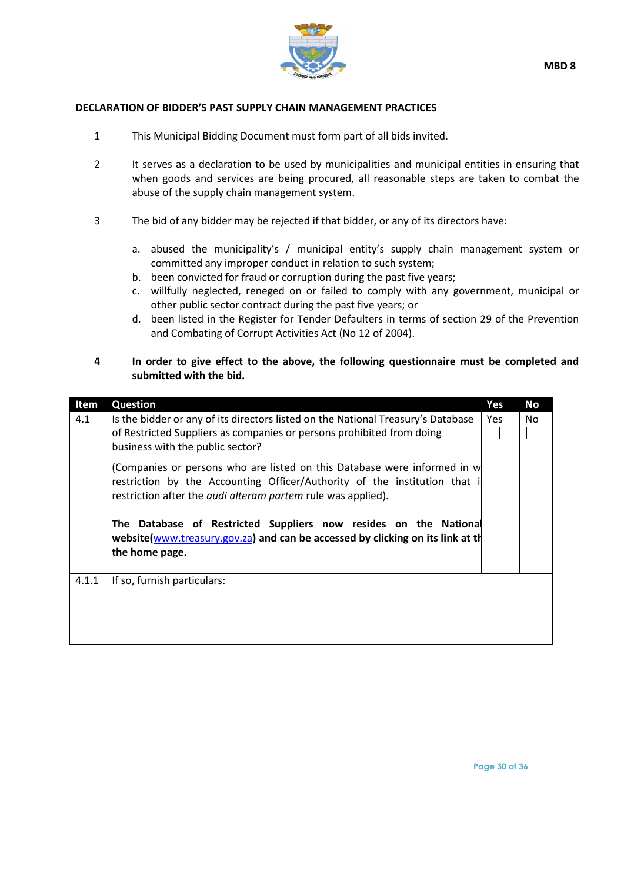MBD 8

## DECLARATION OF BIDDER'S PAST SUPPLY CHAIN MANAGEMENT PRACTICES

1. This Municipal Bidding Document must form part of all bids invited.

2. It serves as a declaration to be used by municipalities and municipal entities in ensuring that when goods and services are being procured, all reasonable steps are taken to combat the abuse of the supply chain management system.

3. The bid of any bidder may be rejected if that bidder, or any of its directors have:

   a. abused the municipality's / municipal entity's supply chain management system or committed any improper conduct in relation to such system;
   b. been convicted for fraud or corruption during the past five years;
   c. willfully neglected, reneged on or failed to comply with any government, municipal or other public sector contract during the past five years; or
   d. been listed in the Register for Tender Defaulters in terms of section 29 of the Prevention and Combating of Corrupt Activities Act (No 12 of 2004).

4. **In order to give effect to the above, the following questionnaire must be completed and submitted with the bid.**

| Item | Question | Yes | No |
|---|---|---|---|
| 4.1 | Is the bidder or any of its directors listed on the National Treasury's Database of Restricted Suppliers as companies or persons prohibited from doing business with the public sector?<br><br>(Companies or persons who are listed on this Database were informed in w restriction by the Accounting Officer/Authority of the institution that i restriction after the *audi alteram partem* rule was applied).<br><br>**The Database of Restricted Suppliers now resides on the National website(**www.treasury.gov.za**) and can be accessed by clicking on its link at th the home page.** | Yes ☐ | No ☐ |
| 4.1.1 | If so, furnish particulars: | | |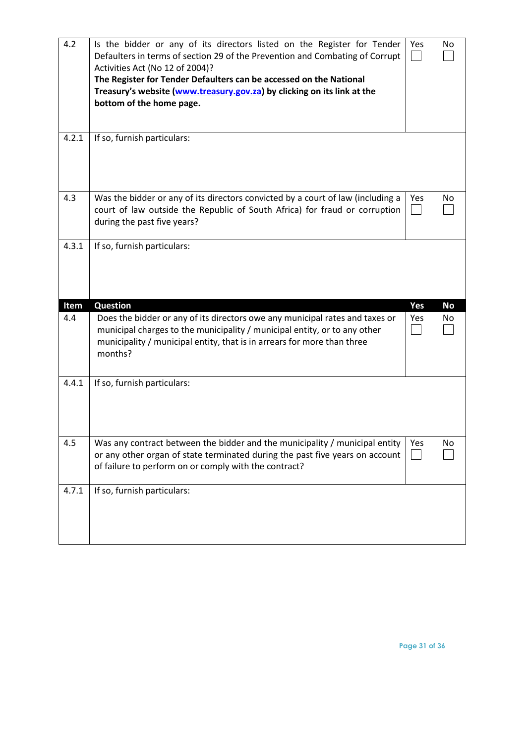| Item | Question | Yes | No |
|---|---|---|---|
| 4.2 | Is the bidder or any of its directors listed on the Register for Tender Defaulters in terms of section 29 of the Prevention and Combating of Corrupt Activities Act (No 12 of 2004)? **The Register for Tender Defaulters can be accessed on the National Treasury's website ([www.treasury.gov.za](http://www.treasury.gov.za)) by clicking on its link at the bottom of the home page.** | Yes ☐ | No ☐ |
| 4.2.1 | If so, furnish particulars: | | |
| 4.3 | Was the bidder or any of its directors convicted by a court of law (including a court of law outside the Republic of South Africa) for fraud or corruption during the past five years? | Yes ☐ | No ☐ |
| 4.3.1 | If so, furnish particulars: | | |
| **Item** | **Question** | **Yes** | **No** |
| 4.4 | Does the bidder or any of its directors owe any municipal rates and taxes or municipal charges to the municipality / municipal entity, or to any other municipality / municipal entity, that is in arrears for more than three months? | Yes ☐ | No ☐ |
| 4.4.1 | If so, furnish particulars: | | |
| 4.5 | Was any contract between the bidder and the municipality / municipal entity or any other organ of state terminated during the past five years on account of failure to perform on or comply with the contract? | Yes ☐ | No ☐ |
| 4.7.1 | If so, furnish particulars: | | |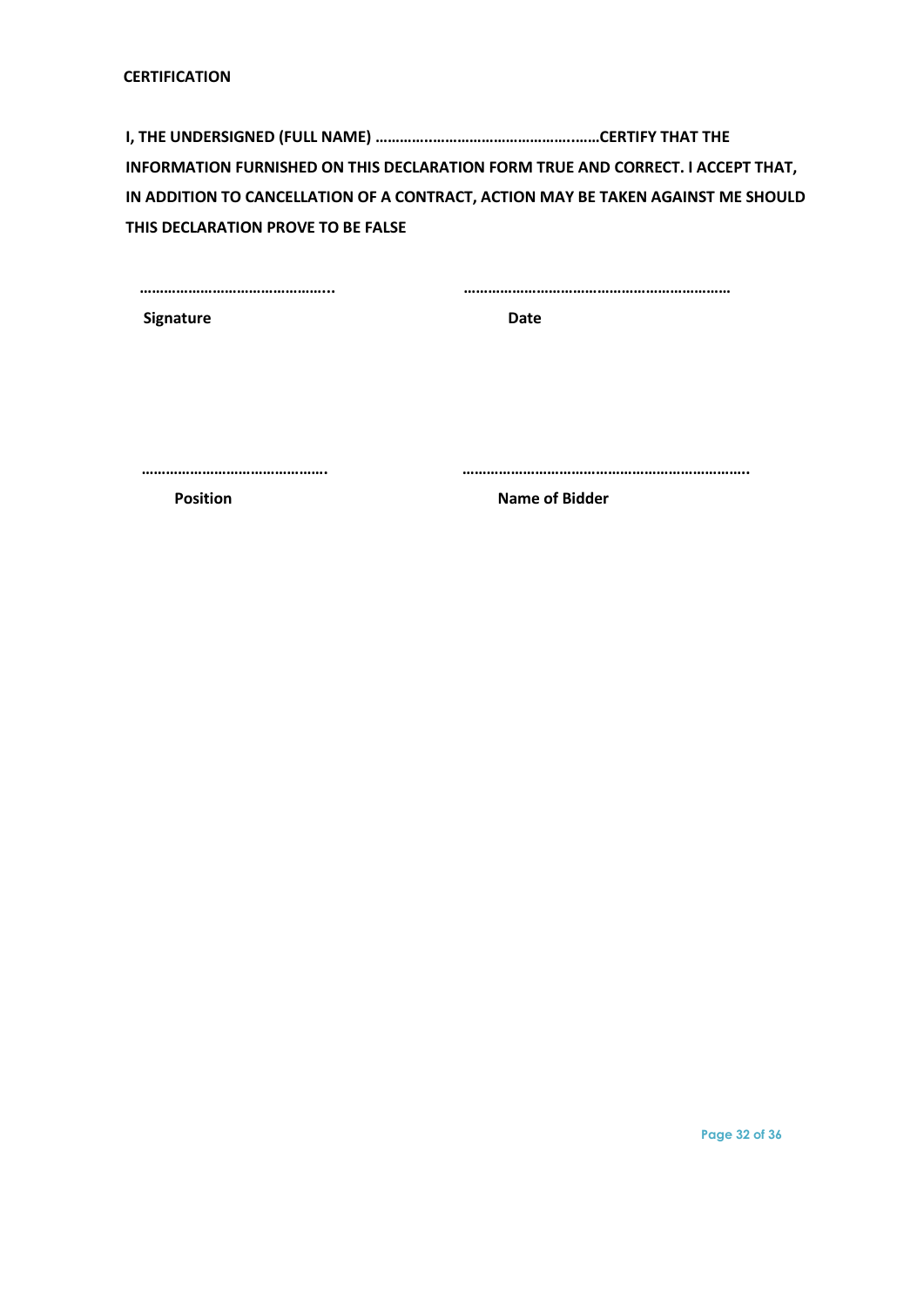**CERTIFICATION**

**I, THE UNDERSIGNED (FULL NAME) ……………..………………………………..……CERTIFY THAT THE INFORMATION FURNISHED ON THIS DECLARATION FORM TRUE AND CORRECT. I ACCEPT THAT, IN ADDITION TO CANCELLATION OF A CONTRACT, ACTION MAY BE TAKEN AGAINST ME SHOULD THIS DECLARATION PROVE TO BE FALSE**

| ………………………………………... | ………………………………………………………… |
|---|---|
| **Signature** | **Date** |
| ………………………………………. | ……………………………………………………………. |
| **Position** | **Name of Bidder** |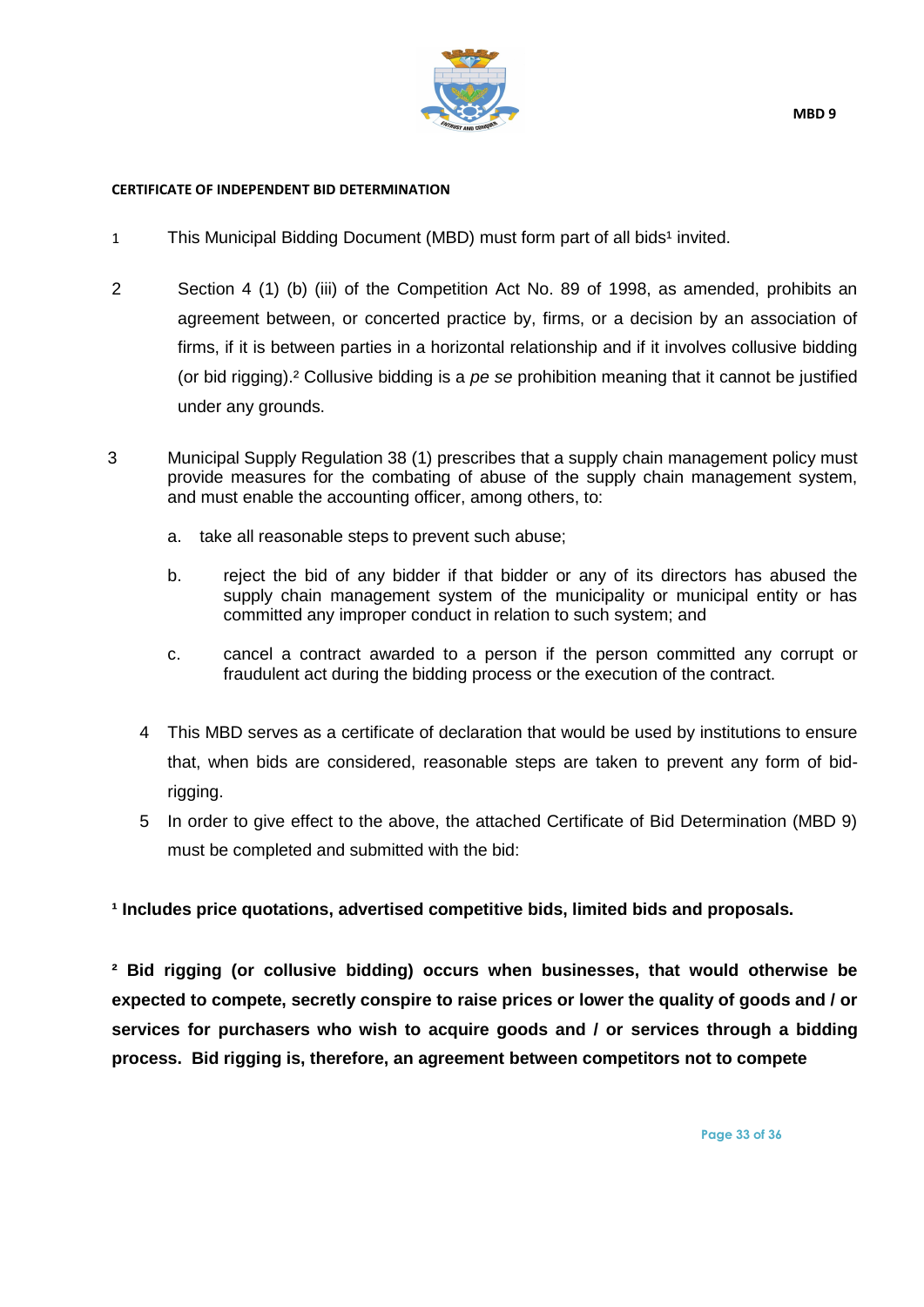MBD 9

**CERTIFICATE OF INDEPENDENT BID DETERMINATION**

1. This Municipal Bidding Document (MBD) must form part of all bids[1] invited.

2. Section 4 (1) (b) (iii) of the Competition Act No. 89 of 1998, as amended, prohibits an agreement between, or concerted practice by, firms, or a decision by an association of firms, if it is between parties in a horizontal relationship and if it involves collusive bidding (or bid rigging).[2] Collusive bidding is a *pe se* prohibition meaning that it cannot be justified under any grounds.

3. Municipal Supply Regulation 38 (1) prescribes that a supply chain management policy must provide measures for the combating of abuse of the supply chain management system, and must enable the accounting officer, among others, to:

   a. take all reasonable steps to prevent such abuse;

   b. reject the bid of any bidder if that bidder or any of its directors has abused the supply chain management system of the municipality or municipal entity or has committed any improper conduct in relation to such system; and

   c. cancel a contract awarded to a person if the person committed any corrupt or fraudulent act during the bidding process or the execution of the contract.

4. This MBD serves as a certificate of declaration that would be used by institutions to ensure that, when bids are considered, reasonable steps are taken to prevent any form of bid-rigging.

5. In order to give effect to the above, the attached Certificate of Bid Determination (MBD 9) must be completed and submitted with the bid:

**[1] Includes price quotations, advertised competitive bids, limited bids and proposals.**

**[2] Bid rigging (or collusive bidding) occurs when businesses, that would otherwise be expected to compete, secretly conspire to raise prices or lower the quality of goods and / or services for purchasers who wish to acquire goods and / or services through a bidding process. Bid rigging is, therefore, an agreement between competitors not to compete**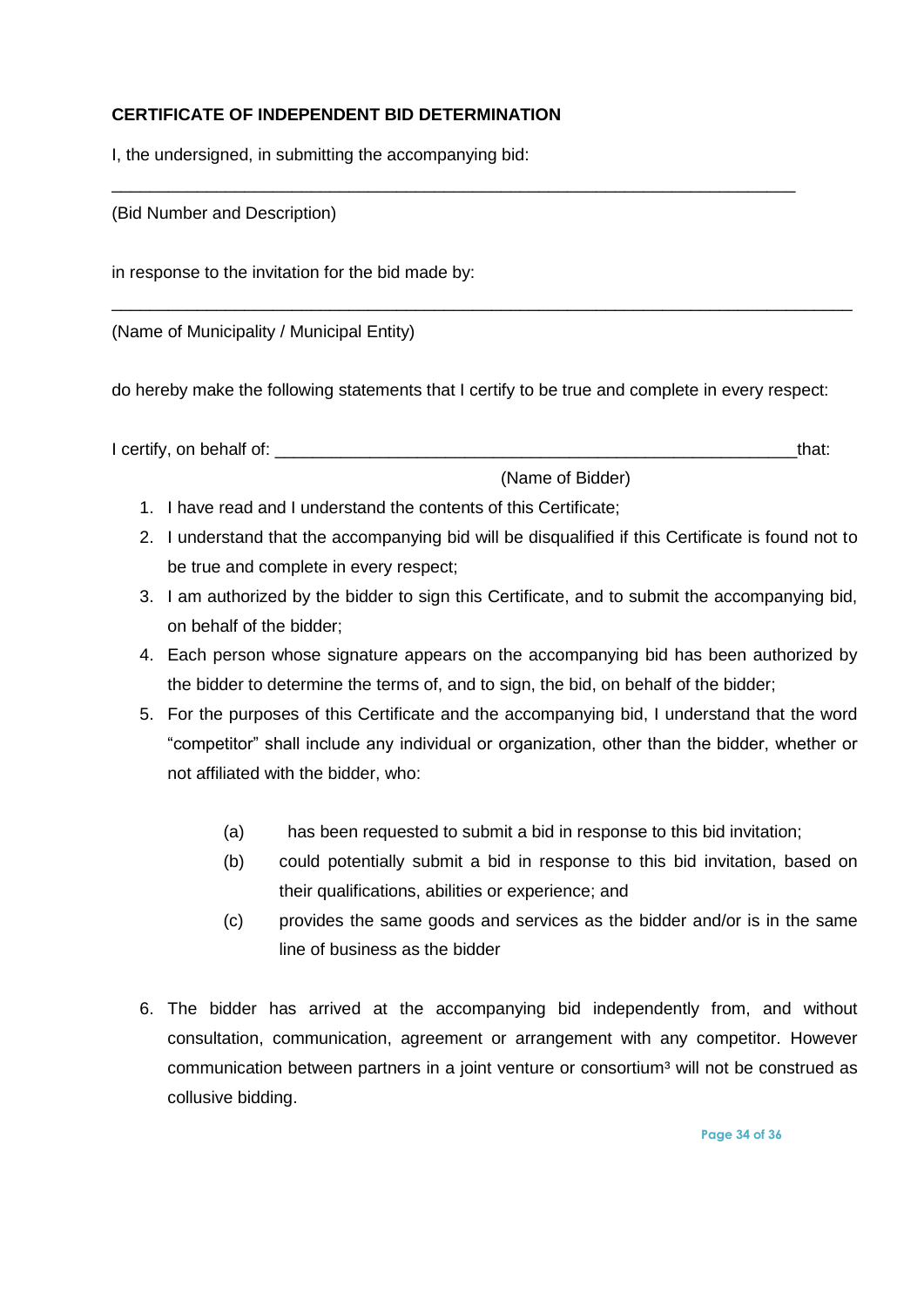**CERTIFICATE OF INDEPENDENT BID DETERMINATION**

I, the undersigned, in submitting the accompanying bid:

_________________________________________________________________________

(Bid Number and Description)

in response to the invitation for the bid made by:

_______________________________________________________________________________

(Name of Municipality / Municipal Entity)

do hereby make the following statements that I certify to be true and complete in every respect:

I certify, on behalf of: _______________________________________________________that:

(Name of Bidder)

1. I have read and I understand the contents of this Certificate;
2. I understand that the accompanying bid will be disqualified if this Certificate is found not to be true and complete in every respect;
3. I am authorized by the bidder to sign this Certificate, and to submit the accompanying bid, on behalf of the bidder;
4. Each person whose signature appears on the accompanying bid has been authorized by the bidder to determine the terms of, and to sign, the bid, on behalf of the bidder;
5. For the purposes of this Certificate and the accompanying bid, I understand that the word "competitor" shall include any individual or organization, other than the bidder, whether or not affiliated with the bidder, who:

   (a) has been requested to submit a bid in response to this bid invitation;

   (b) could potentially submit a bid in response to this bid invitation, based on their qualifications, abilities or experience; and

   (c) provides the same goods and services as the bidder and/or is in the same line of business as the bidder

6. The bidder has arrived at the accompanying bid independently from, and without consultation, communication, agreement or arrangement with any competitor. However communication between partners in a joint venture or consortium[3] will not be construed as collusive bidding.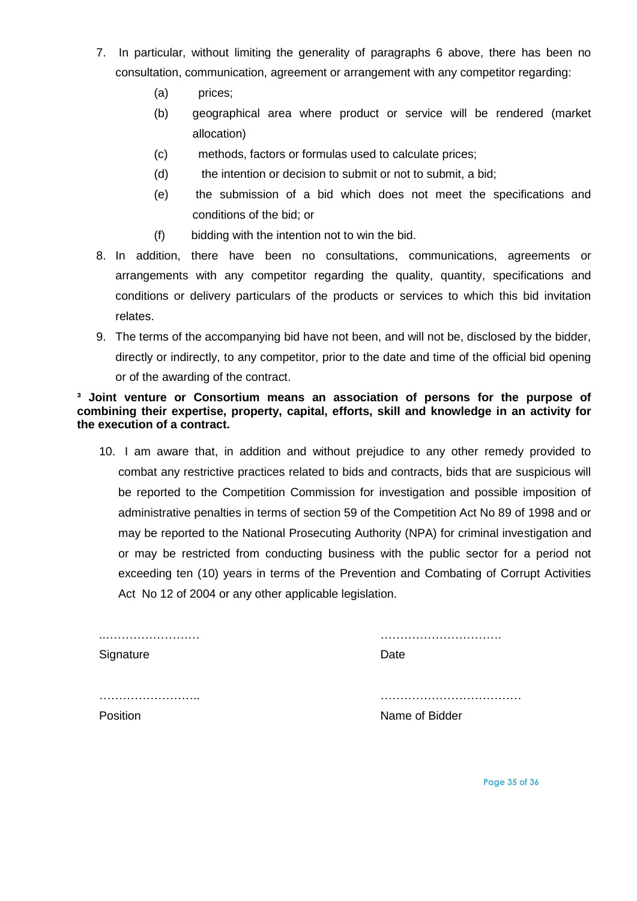7. In particular, without limiting the generality of paragraphs 6 above, there has been no consultation, communication, agreement or arrangement with any competitor regarding:

   (a) prices;

   (b) geographical area where product or service will be rendered (market allocation)

   (c) methods, factors or formulas used to calculate prices;

   (d) the intention or decision to submit or not to submit, a bid;

   (e) the submission of a bid which does not meet the specifications and conditions of the bid; or

   (f) bidding with the intention not to win the bid.

8. In addition, there have been no consultations, communications, agreements or arrangements with any competitor regarding the quality, quantity, specifications and conditions or delivery particulars of the products or services to which this bid invitation relates.

9. The terms of the accompanying bid have not been, and will not be, disclosed by the bidder, directly or indirectly, to any competitor, prior to the date and time of the official bid opening or of the awarding of the contract.

**[3] Joint venture or Consortium means an association of persons for the purpose of combining their expertise, property, capital, efforts, skill and knowledge in an activity for the execution of a contract.**

10. I am aware that, in addition and without prejudice to any other remedy provided to combat any restrictive practices related to bids and contracts, bids that are suspicious will be reported to the Competition Commission for investigation and possible imposition of administrative penalties in terms of section 59 of the Competition Act No 89 of 1998 and or may be reported to the National Prosecuting Authority (NPA) for criminal investigation and or may be restricted from conducting business with the public sector for a period not exceeding ten (10) years in terms of the Prevention and Combating of Corrupt Activities Act No 12 of 2004 or any other applicable legislation.

| | |
|---|---|
| ..…………………… | …………………………. |
| Signature | Date |
| …………………….. | ……………………………… |
| Position | Name of Bidder |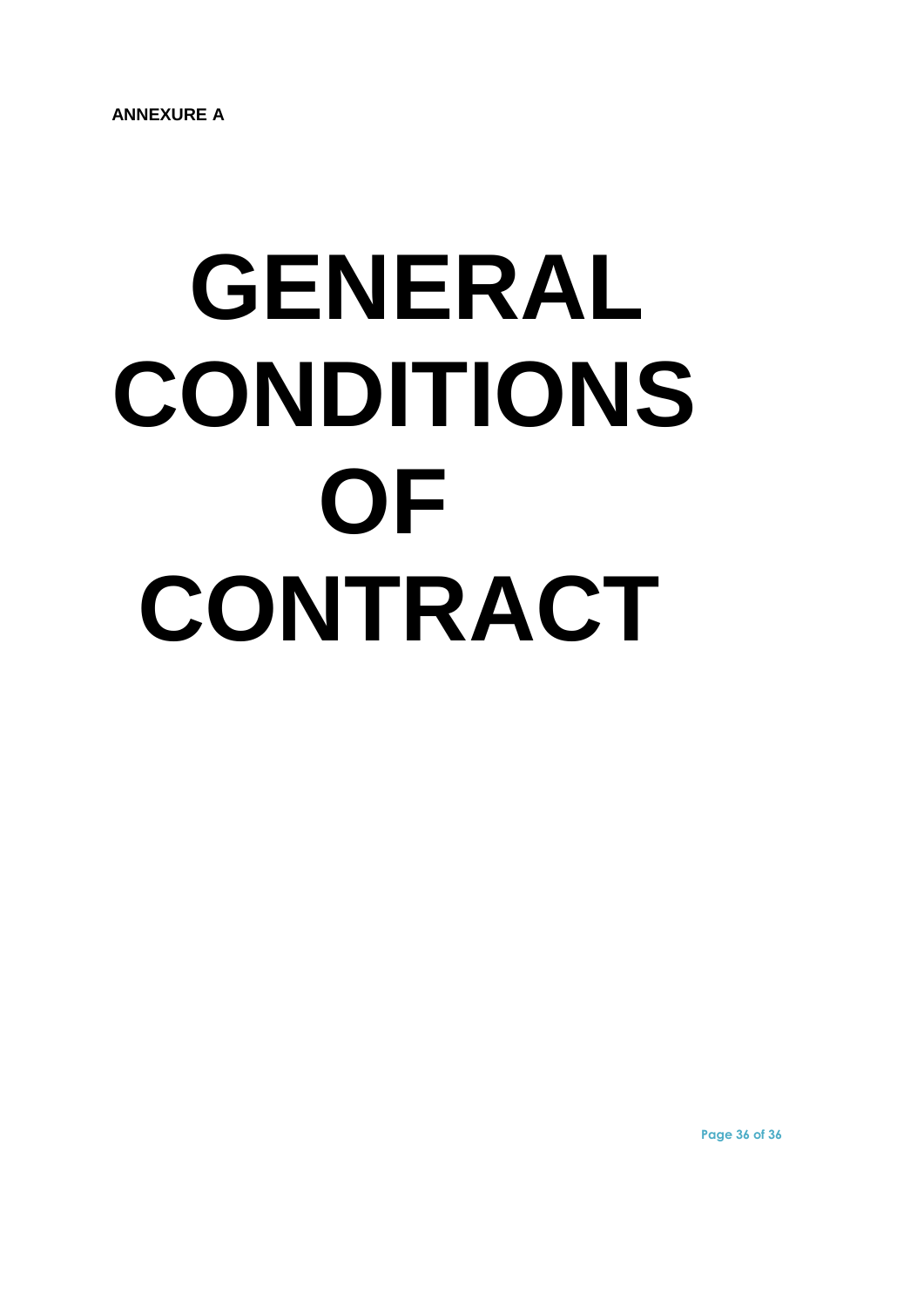**ANNEXURE A**

# GENERAL CONDITIONS OF CONTRACT